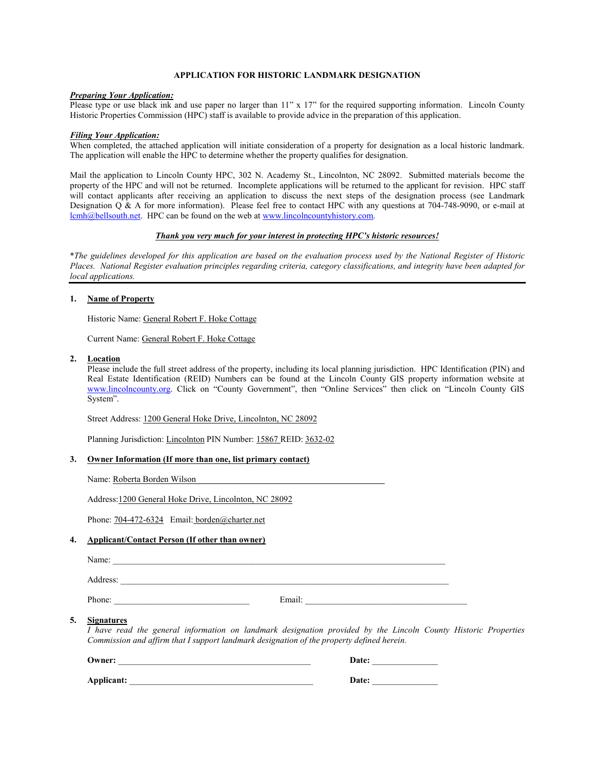# APPLICATION FOR HISTORIC LANDMARK DESIGNATION

***Preparing Your Application:***
Please type or use black ink and use paper no larger than 11" x 17" for the required supporting information. Lincoln County Historic Properties Commission (HPC) staff is available to provide advice in the preparation of this application.

***Filing Your Application:***
When completed, the attached application will initiate consideration of a property for designation as a local historic landmark. The application will enable the HPC to determine whether the property qualifies for designation.

Mail the application to Lincoln County HPC, 302 N. Academy St., Lincolnton, NC 28092. Submitted materials become the property of the HPC and will not be returned. Incomplete applications will be returned to the applicant for revision. HPC staff will contact applicants after receiving an application to discuss the next steps of the designation process (see Landmark Designation Q & A for more information). Please feel free to contact HPC with any questions at 704-748-9090, or e-mail at lcmh@bellsouth.net. HPC can be found on the web at www.lincolncountyhistory.com.

***Thank you very much for your interest in protecting HPC's historic resources!***

**The guidelines developed for this application are based on the evaluation process used by the National Register of Historic Places. National Register evaluation principles regarding criteria, category classifications, and integrity have been adapted for local applications.*

---

**1. Name of Property**

Historic Name: General Robert F. Hoke Cottage

Current Name: General Robert F. Hoke Cottage

**2. Location**

Please include the full street address of the property, including its local planning jurisdiction. HPC Identification (PIN) and Real Estate Identification (REID) Numbers can be found at the Lincoln County GIS property information website at www.lincolncounty.org. Click on "County Government", then "Online Services" then click on "Lincoln County GIS System".

Street Address: 1200 General Hoke Drive, Lincolnton, NC 28092

Planning Jurisdiction: Lincolnton PIN Number: 15867 REID: 3632-02

**3. Owner Information (If more than one, list primary contact)**

Name: Roberta Borden Wilson

Address: 1200 General Hoke Drive, Lincolnton, NC 28092

Phone: 704-472-6324 Email: borden@charter.net

**4. Applicant/Contact Person (If other than owner)**

Name: ______________________________

Address: ______________________________

Phone: ______________________ Email: ______________________

**5. Signatures**

*I have read the general information on landmark designation provided by the Lincoln County Historic Properties Commission and affirm that I support landmark designation of the property defined herein.*

**Owner:** ______________________________ **Date:** ______________

**Applicant:** ______________________________ **Date:** ______________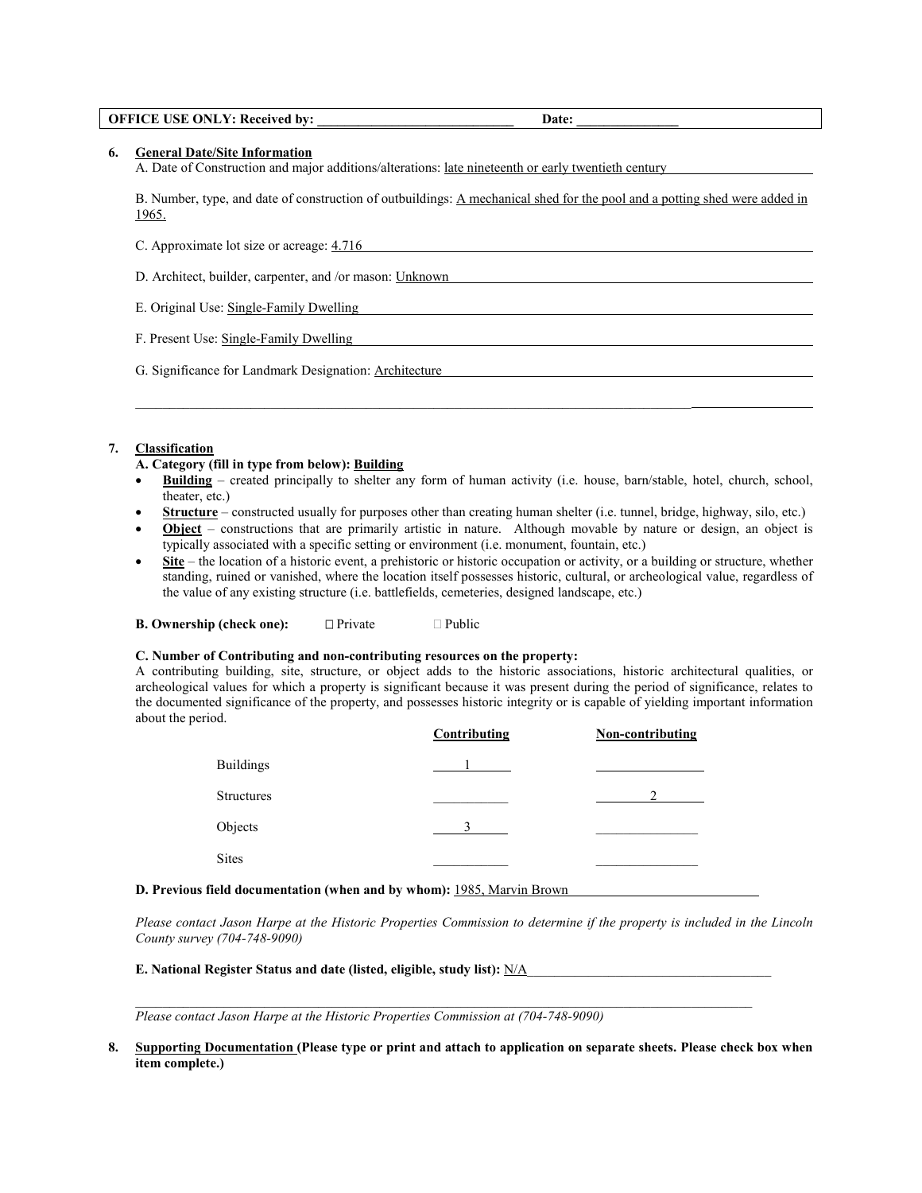**OFFICE USE ONLY: Received by: ______________________________ Date: _______________**

6. **General Date/Site Information**

   A. Date of Construction and major additions/alterations: late nineteenth or early twentieth century

   B. Number, type, and date of construction of outbuildings: A mechanical shed for the pool and a potting shed were added in 1965.

   C. Approximate lot size or acreage: 4.716

   D. Architect, builder, carpenter, and /or mason: Unknown

   E. Original Use: Single-Family Dwelling

   F. Present Use: Single-Family Dwelling

   G. Significance for Landmark Designation: Architecture

7. **Classification**

   **A. Category (fill in type from below): Building**

   - **Building** – created principally to shelter any form of human activity (i.e. house, barn/stable, hotel, church, school, theater, etc.)
   - **Structure** – constructed usually for purposes other than creating human shelter (i.e. tunnel, bridge, highway, silo, etc.)
   - **Object** – constructions that are primarily artistic in nature. Although movable by nature or design, an object is typically associated with a specific setting or environment (i.e. monument, fountain, etc.)
   - **Site** – the location of a historic event, a prehistoric or historic occupation or activity, or a building or structure, whether standing, ruined or vanished, where the location itself possesses historic, cultural, or archeological value, regardless of the value of any existing structure (i.e. battlefields, cemeteries, designed landscape, etc.)

   **B. Ownership (check one):** ☐ Private ☐ Public

   **C. Number of Contributing and non-contributing resources on the property:**
   A contributing building, site, structure, or object adds to the historic associations, historic architectural qualities, or archeological values for which a property is significant because it was present during the period of significance, relates to the documented significance of the property, and possesses historic integrity or is capable of yielding important information about the period.

   | | Contributing | Non-contributing |
   |---|---|---|
   | Buildings | 1 | |
   | Structures | | 2 |
   | Objects | 3 | |
   | Sites | | |

   **D. Previous field documentation (when and by whom):** 1985, Marvin Brown

   *Please contact Jason Harpe at the Historic Properties Commission to determine if the property is included in the Lincoln County survey (704-748-9090)*

   **E. National Register Status and date (listed, eligible, study list):** N/A

   *Please contact Jason Harpe at the Historic Properties Commission at (704-748-9090)*

8. **Supporting Documentation (Please type or print and attach to application on separate sheets. Please check box when item complete.)**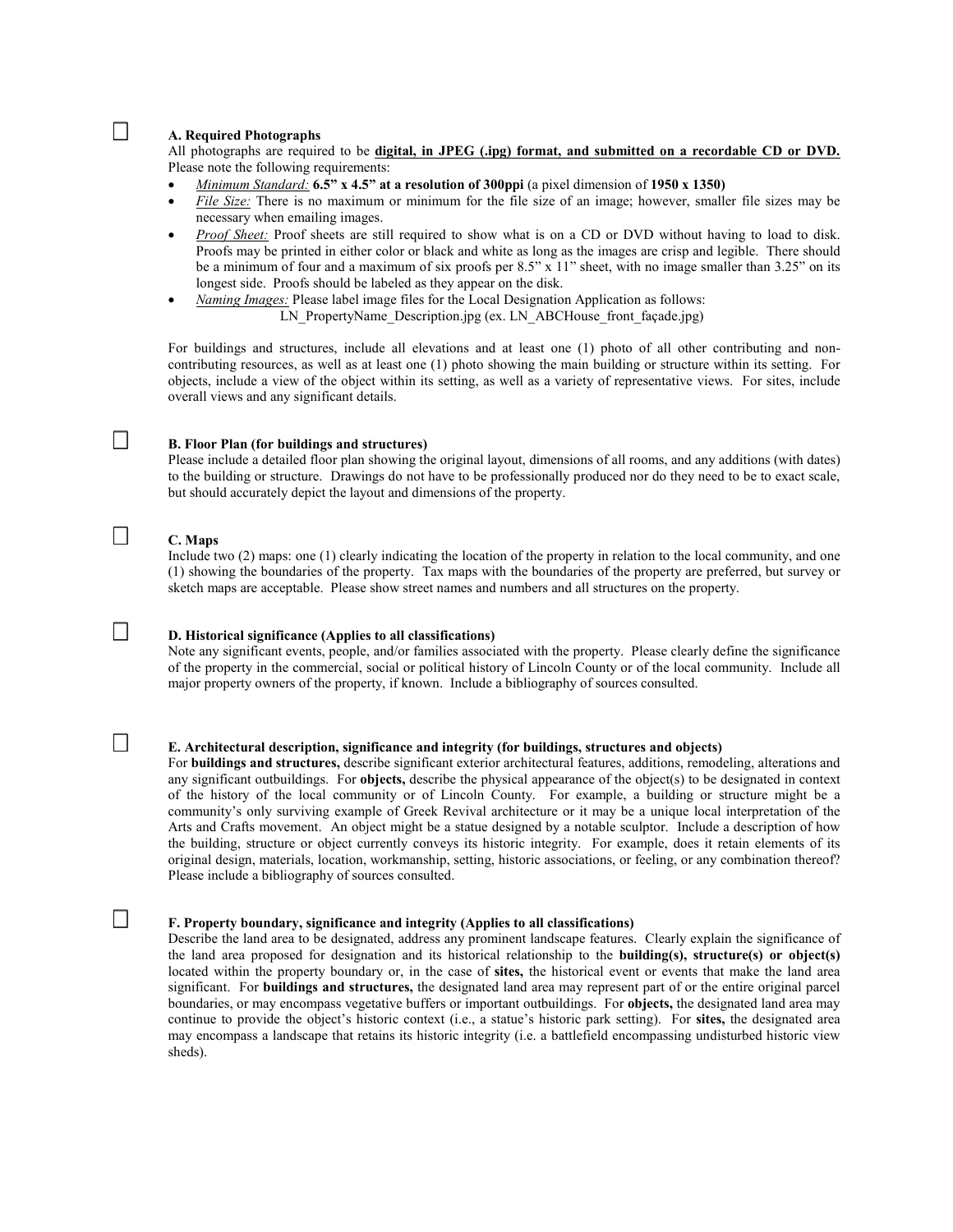☐ **A. Required Photographs**

All photographs are required to be **<u>digital, in JPEG (.jpg) format, and submitted on a recordable CD or DVD.</u>** Please note the following requirements:

- *<u>Minimum Standard:</u>* **6.5" x 4.5" at a resolution of 300ppi** (a pixel dimension of **1950 x 1350)**
- *<u>File Size:</u>* There is no maximum or minimum for the file size of an image; however, smaller file sizes may be necessary when emailing images.
- *<u>Proof Sheet:</u>* Proof sheets are still required to show what is on a CD or DVD without having to load to disk. Proofs may be printed in either color or black and white as long as the images are crisp and legible. There should be a minimum of four and a maximum of six proofs per 8.5" x 11" sheet, with no image smaller than 3.25" on its longest side. Proofs should be labeled as they appear on the disk.
- *<u>Naming Images:</u>* Please label image files for the Local Designation Application as follows: LN_PropertyName_Description.jpg (ex. LN_ABCHouse_front_façade.jpg)

For buildings and structures, include all elevations and at least one (1) photo of all other contributing and non-contributing resources, as well as at least one (1) photo showing the main building or structure within its setting. For objects, include a view of the object within its setting, as well as a variety of representative views. For sites, include overall views and any significant details.

☐ **B. Floor Plan (for buildings and structures)**

Please include a detailed floor plan showing the original layout, dimensions of all rooms, and any additions (with dates) to the building or structure. Drawings do not have to be professionally produced nor do they need to be to exact scale, but should accurately depict the layout and dimensions of the property.

☐ **C. Maps**

Include two (2) maps: one (1) clearly indicating the location of the property in relation to the local community, and one (1) showing the boundaries of the property. Tax maps with the boundaries of the property are preferred, but survey or sketch maps are acceptable. Please show street names and numbers and all structures on the property.

☐ **D. Historical significance (Applies to all classifications)**

Note any significant events, people, and/or families associated with the property. Please clearly define the significance of the property in the commercial, social or political history of Lincoln County or of the local community. Include all major property owners of the property, if known. Include a bibliography of sources consulted.

☐ **E. Architectural description, significance and integrity (for buildings, structures and objects)**

For **buildings and structures,** describe significant exterior architectural features, additions, remodeling, alterations and any significant outbuildings. For **objects,** describe the physical appearance of the object(s) to be designated in context of the history of the local community or of Lincoln County. For example, a building or structure might be a community's only surviving example of Greek Revival architecture or it may be a unique local interpretation of the Arts and Crafts movement. An object might be a statue designed by a notable sculptor. Include a description of how the building, structure or object currently conveys its historic integrity. For example, does it retain elements of its original design, materials, location, workmanship, setting, historic associations, or feeling, or any combination thereof? Please include a bibliography of sources consulted.

☐ **F. Property boundary, significance and integrity (Applies to all classifications)**

Describe the land area to be designated, address any prominent landscape features. Clearly explain the significance of the land area proposed for designation and its historical relationship to the **building(s), structure(s) or object(s)** located within the property boundary or, in the case of **sites,** the historical event or events that make the land area significant. For **buildings and structures,** the designated land area may represent part of or the entire original parcel boundaries, or may encompass vegetative buffers or important outbuildings. For **objects,** the designated land area may continue to provide the object's historic context (i.e., a statue's historic park setting). For **sites,** the designated area may encompass a landscape that retains its historic integrity (i.e. a battlefield encompassing undisturbed historic view sheds).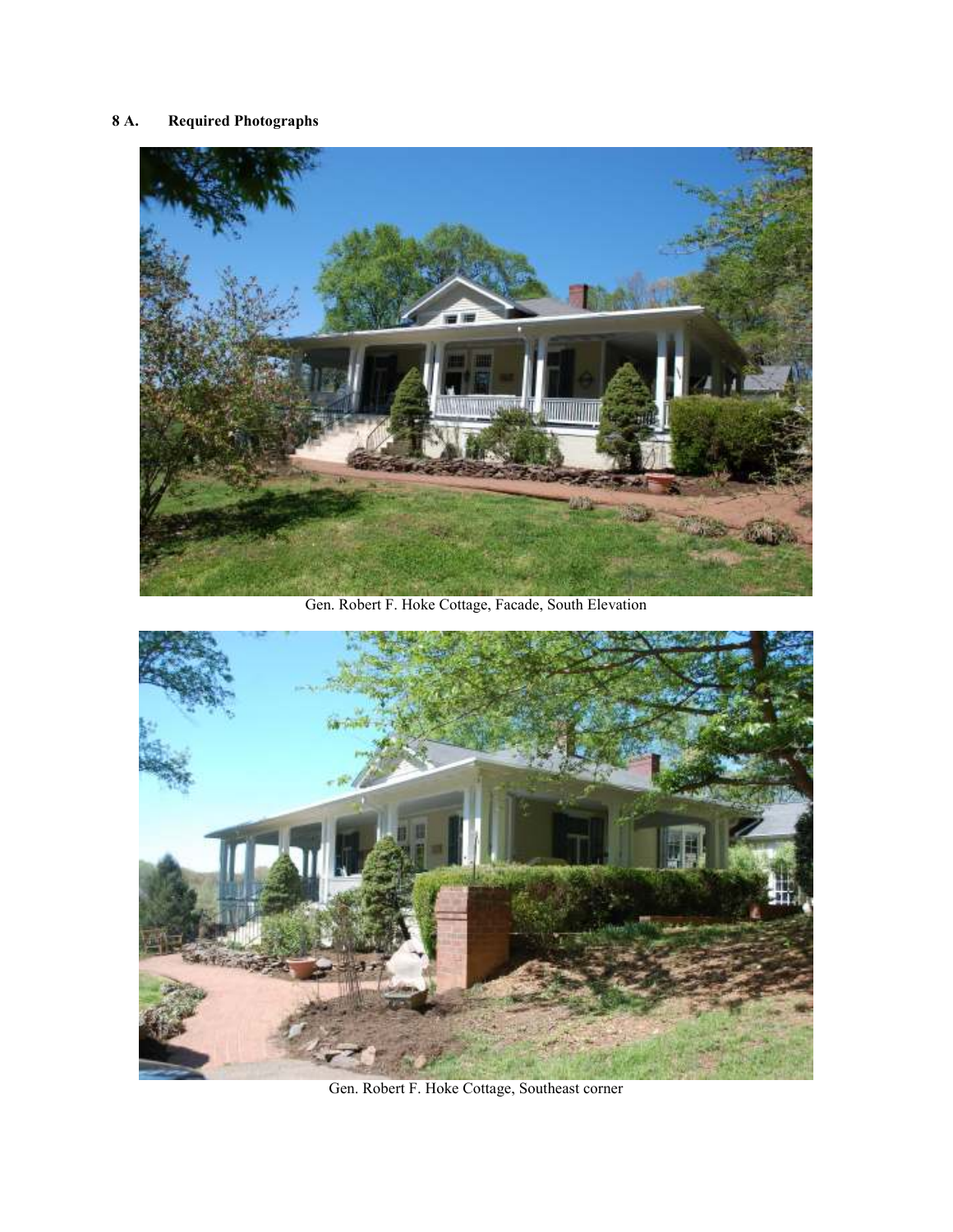**8 A. Required Photographs**

Gen. Robert F. Hoke Cottage, Facade, South Elevation

Gen. Robert F. Hoke Cottage, Southeast corner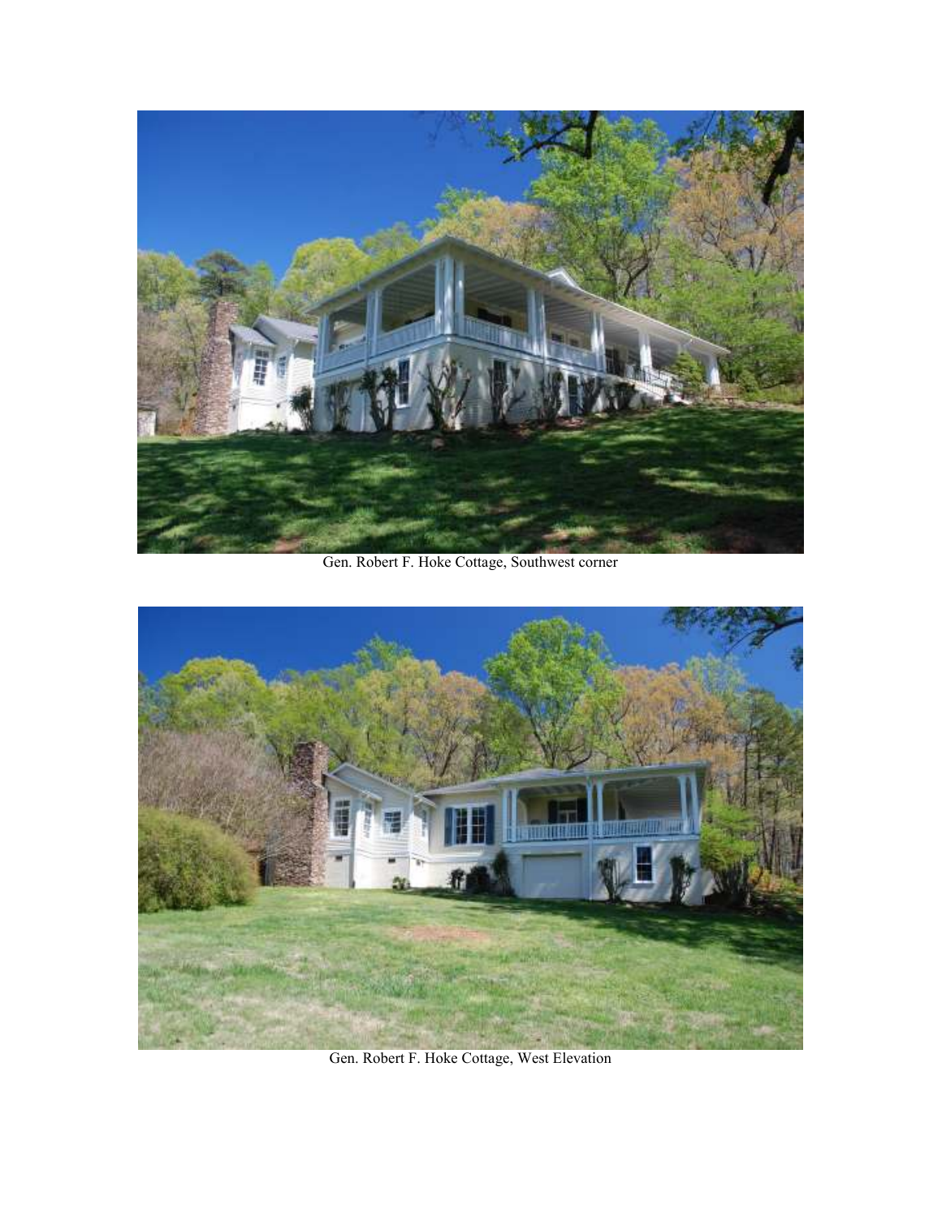Gen. Robert F. Hoke Cottage, Southwest corner

Gen. Robert F. Hoke Cottage, West Elevation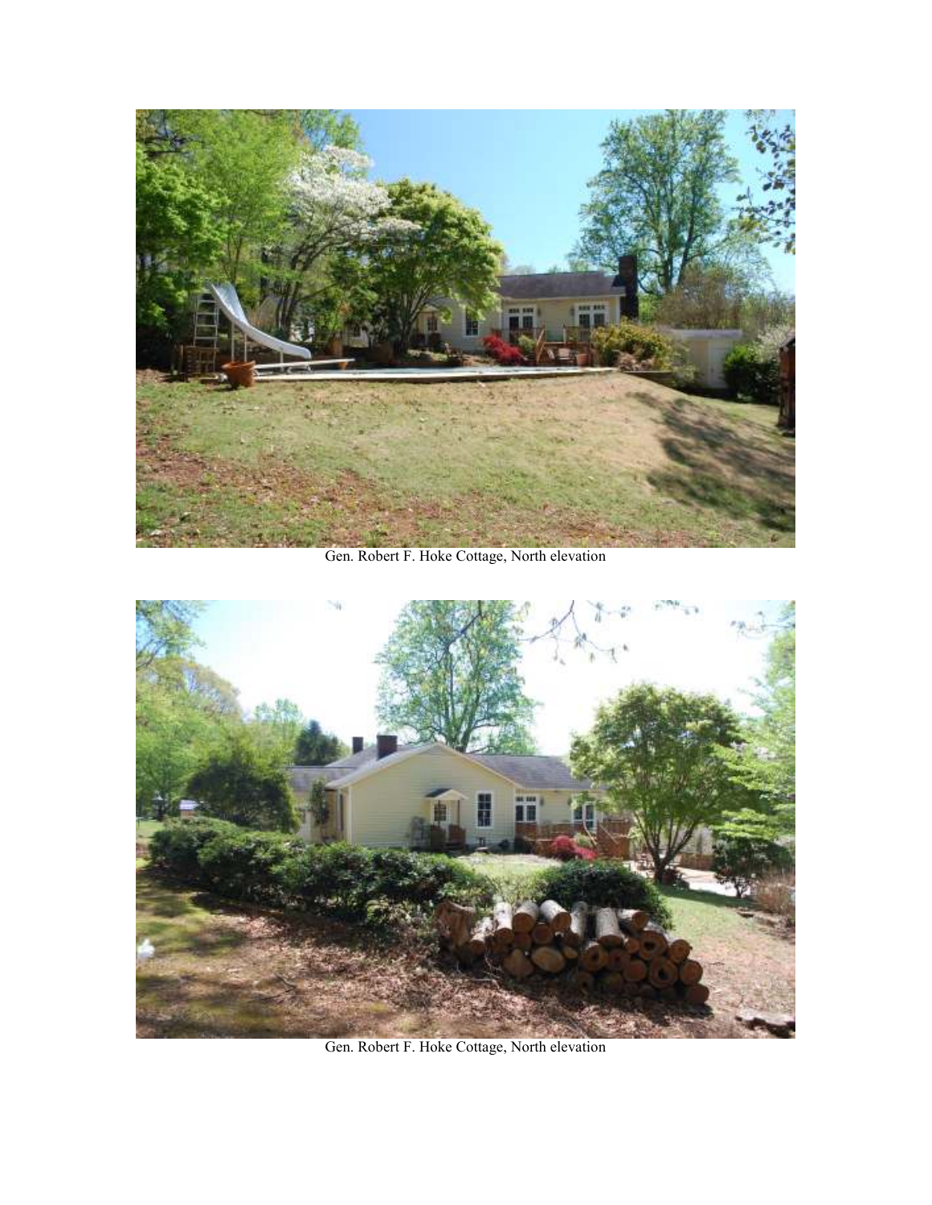Gen. Robert F. Hoke Cottage, North elevation

Gen. Robert F. Hoke Cottage, North elevation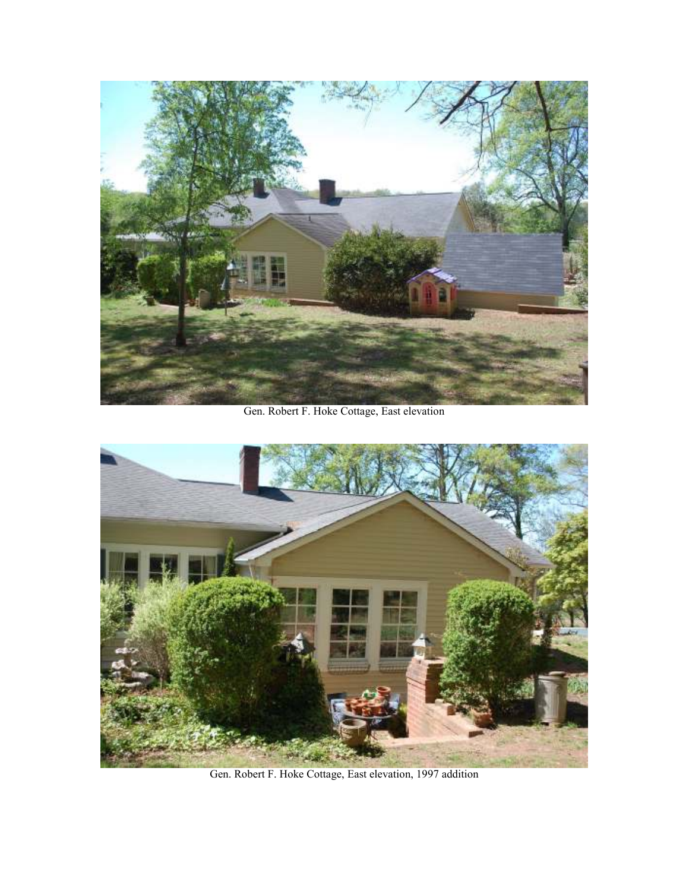Gen. Robert F. Hoke Cottage, East elevation

Gen. Robert F. Hoke Cottage, East elevation, 1997 addition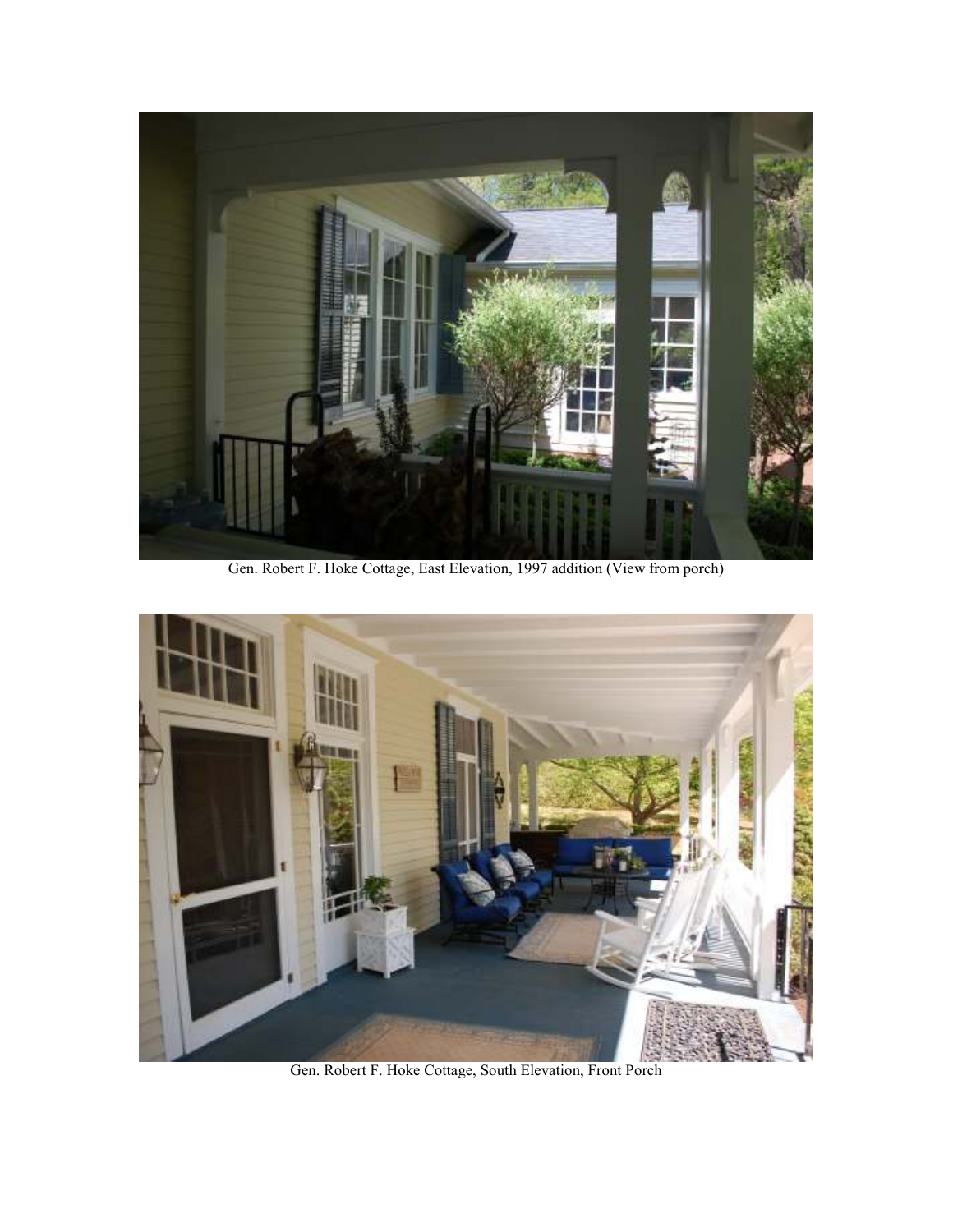Gen. Robert F. Hoke Cottage, East Elevation, 1997 addition (View from porch)

Gen. Robert F. Hoke Cottage, South Elevation, Front Porch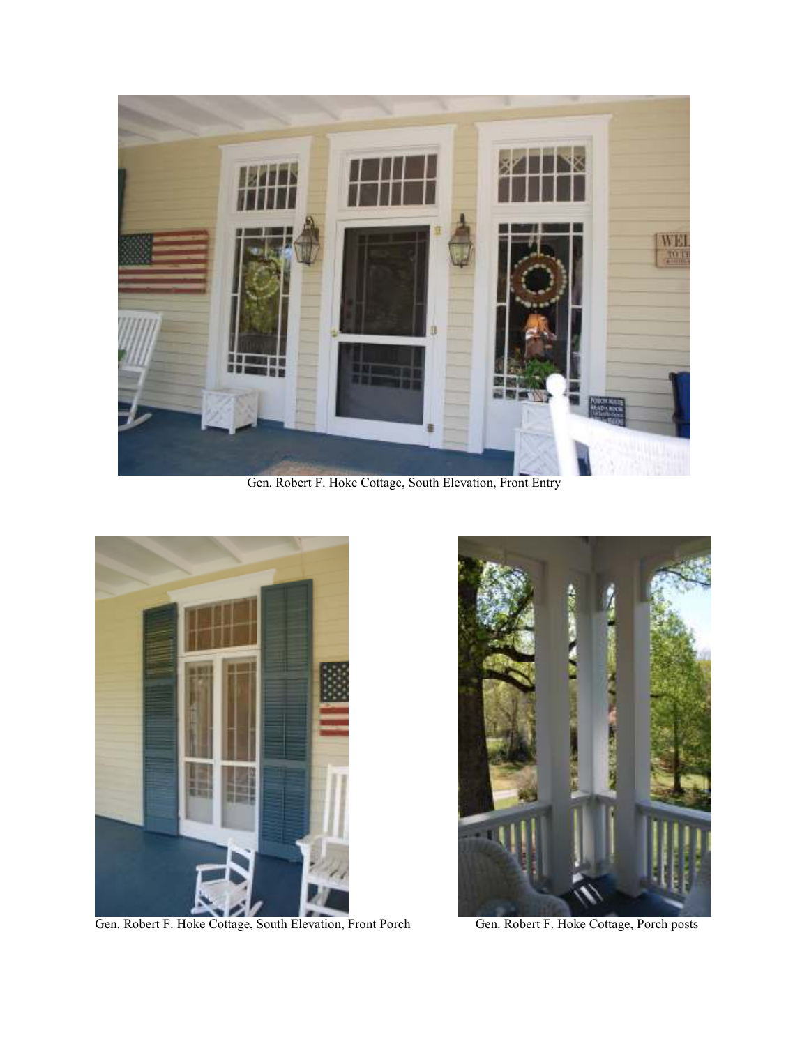Gen. Robert F. Hoke Cottage, South Elevation, Front Entry

Gen. Robert F. Hoke Cottage, South Elevation, Front Porch

Gen. Robert F. Hoke Cottage, Porch posts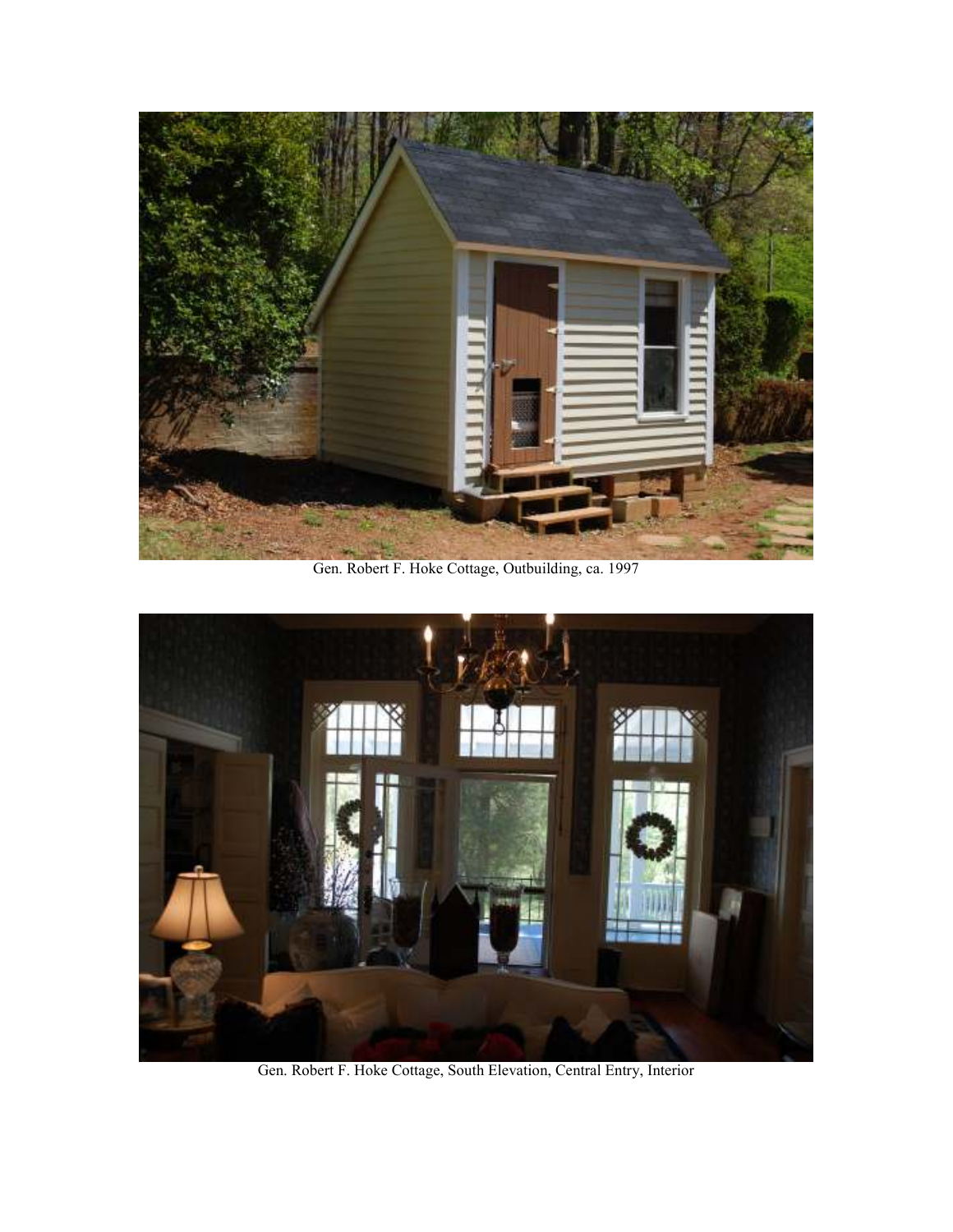Gen. Robert F. Hoke Cottage, Outbuilding, ca. 1997

Gen. Robert F. Hoke Cottage, South Elevation, Central Entry, Interior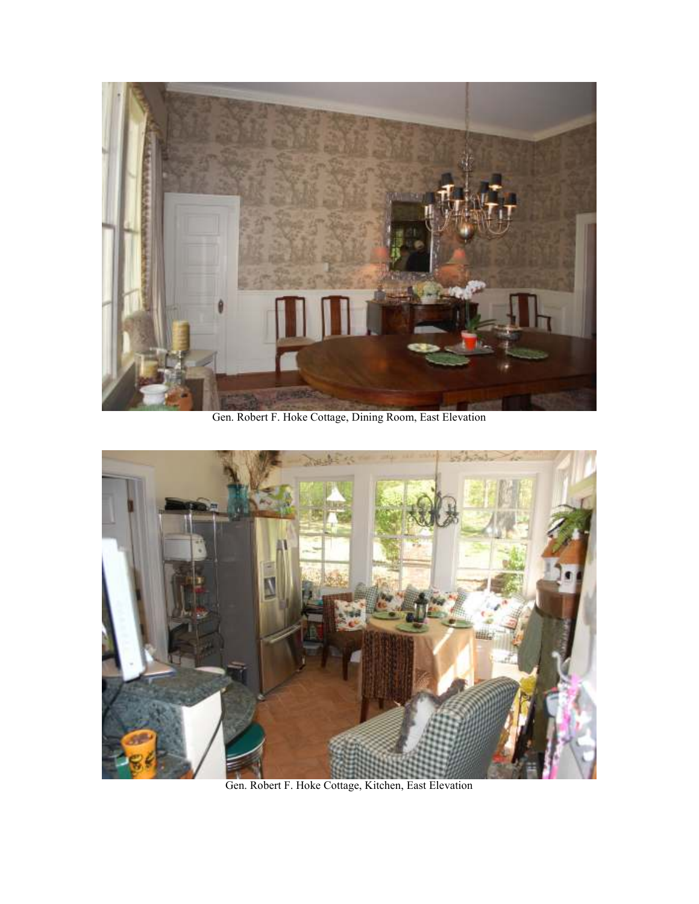Gen. Robert F. Hoke Cottage, Dining Room, East Elevation

Gen. Robert F. Hoke Cottage, Kitchen, East Elevation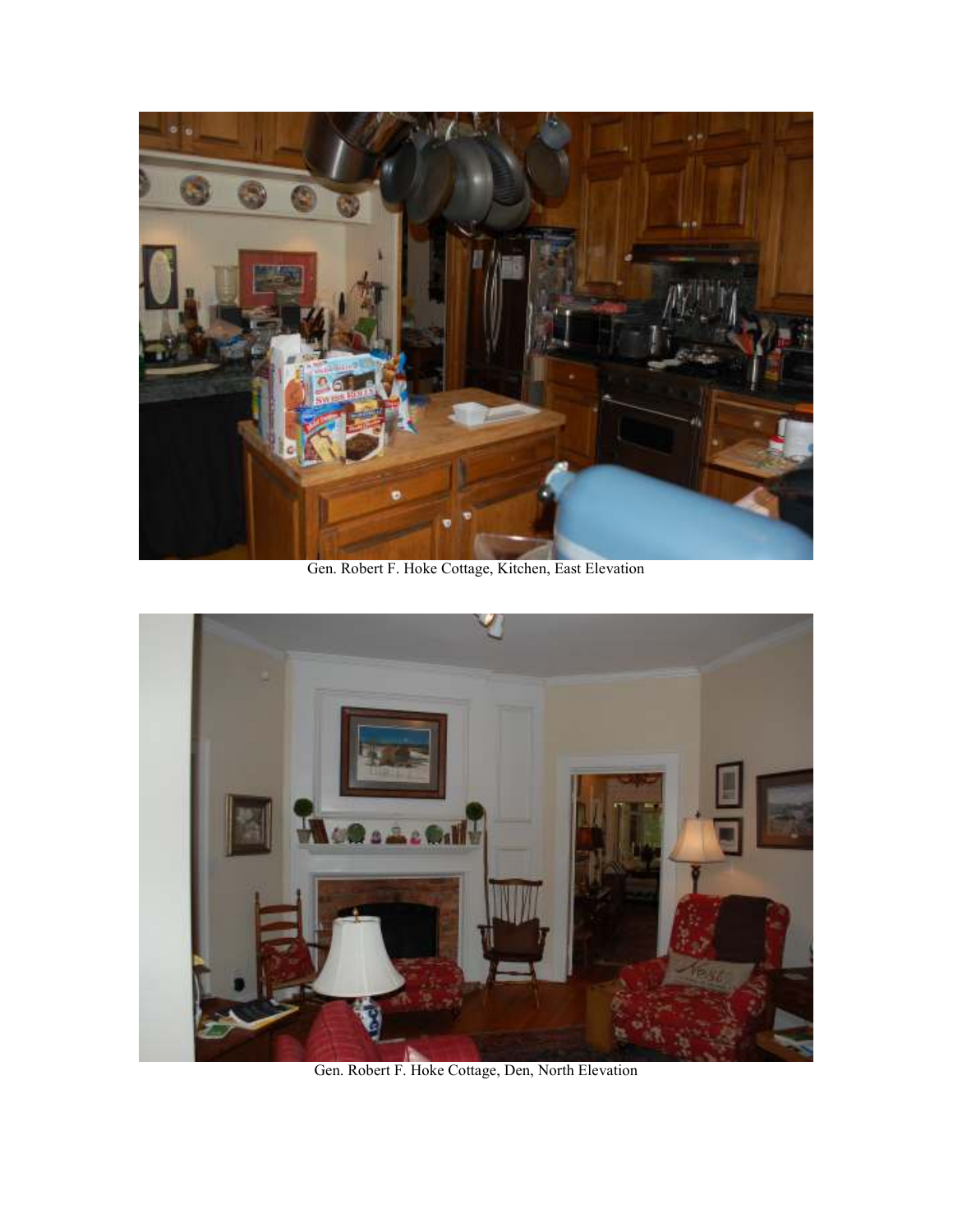Gen. Robert F. Hoke Cottage, Kitchen, East Elevation

Gen. Robert F. Hoke Cottage, Den, North Elevation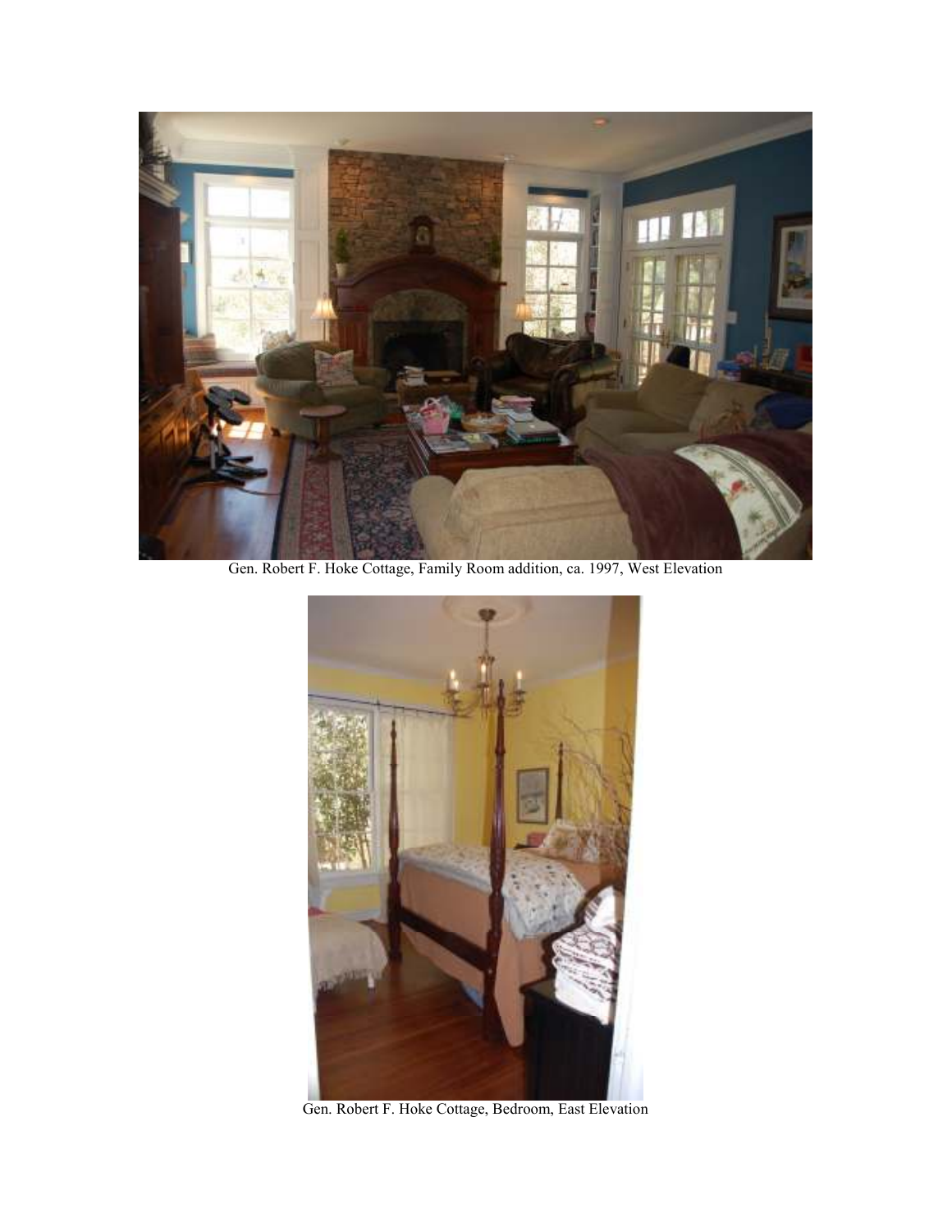Gen. Robert F. Hoke Cottage, Family Room addition, ca. 1997, West Elevation

Gen. Robert F. Hoke Cottage, Bedroom, East Elevation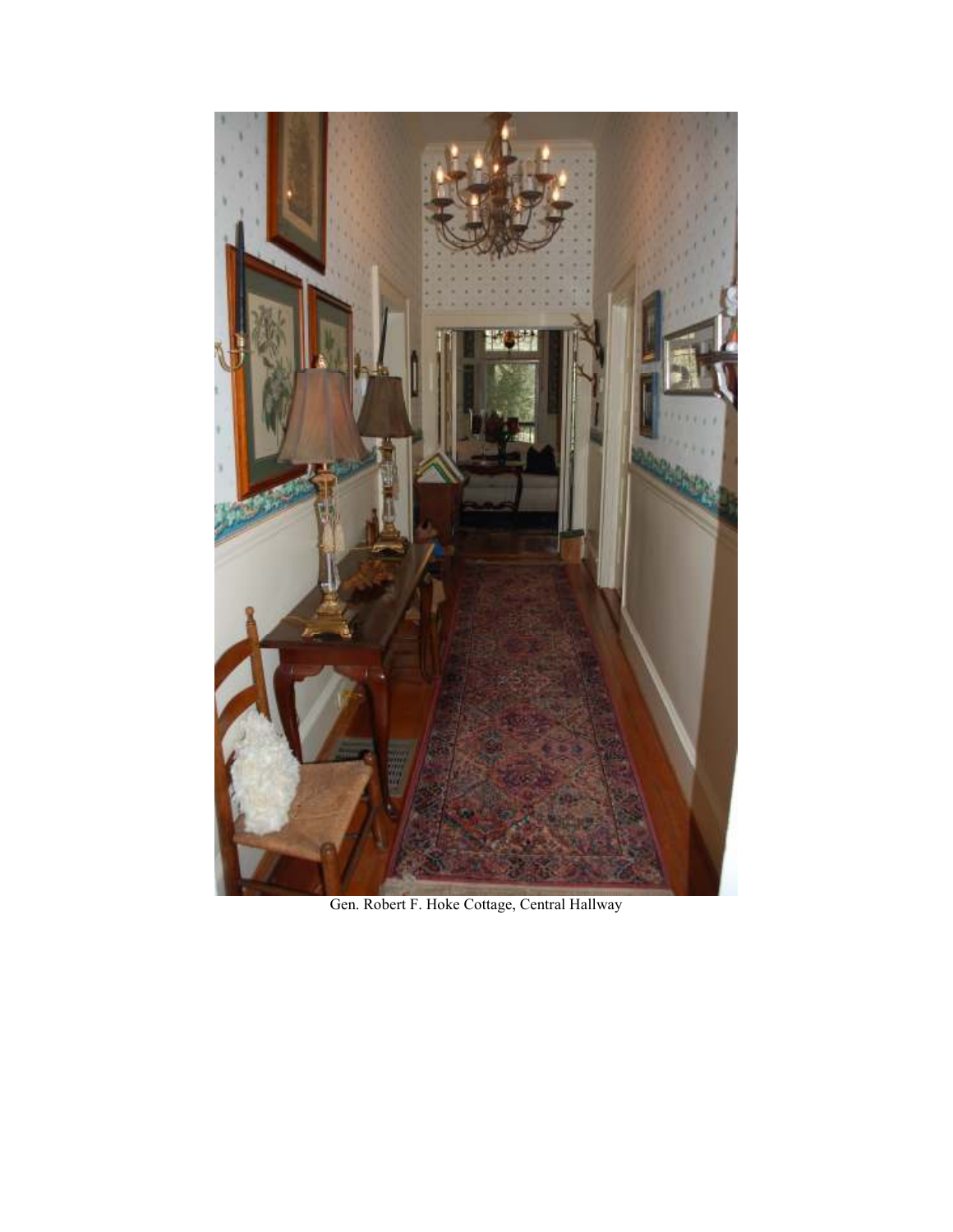Gen. Robert F. Hoke Cottage, Central Hallway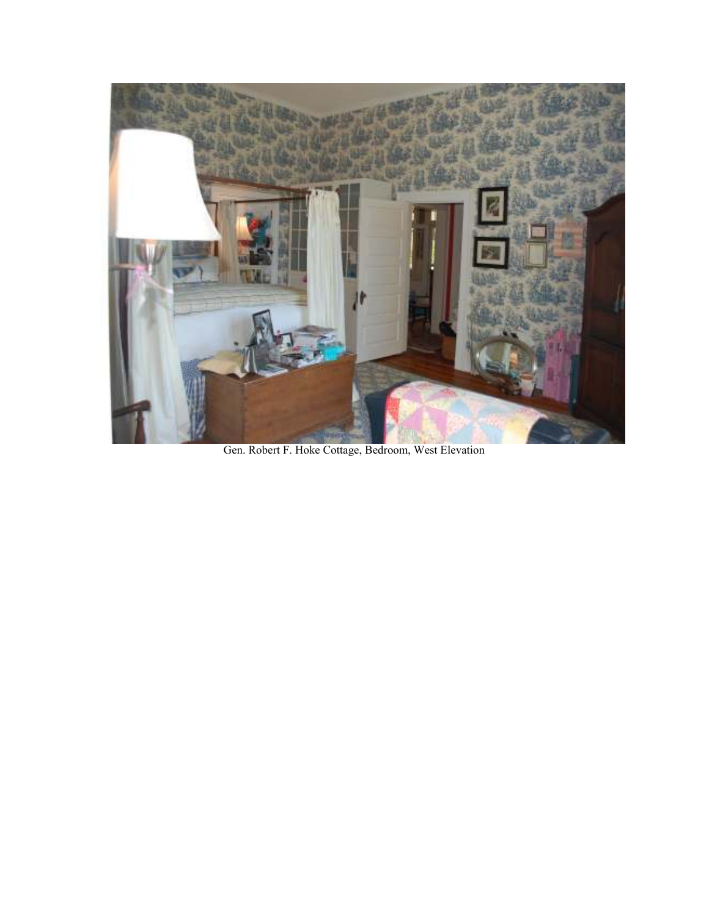Gen. Robert F. Hoke Cottage, Bedroom, West Elevation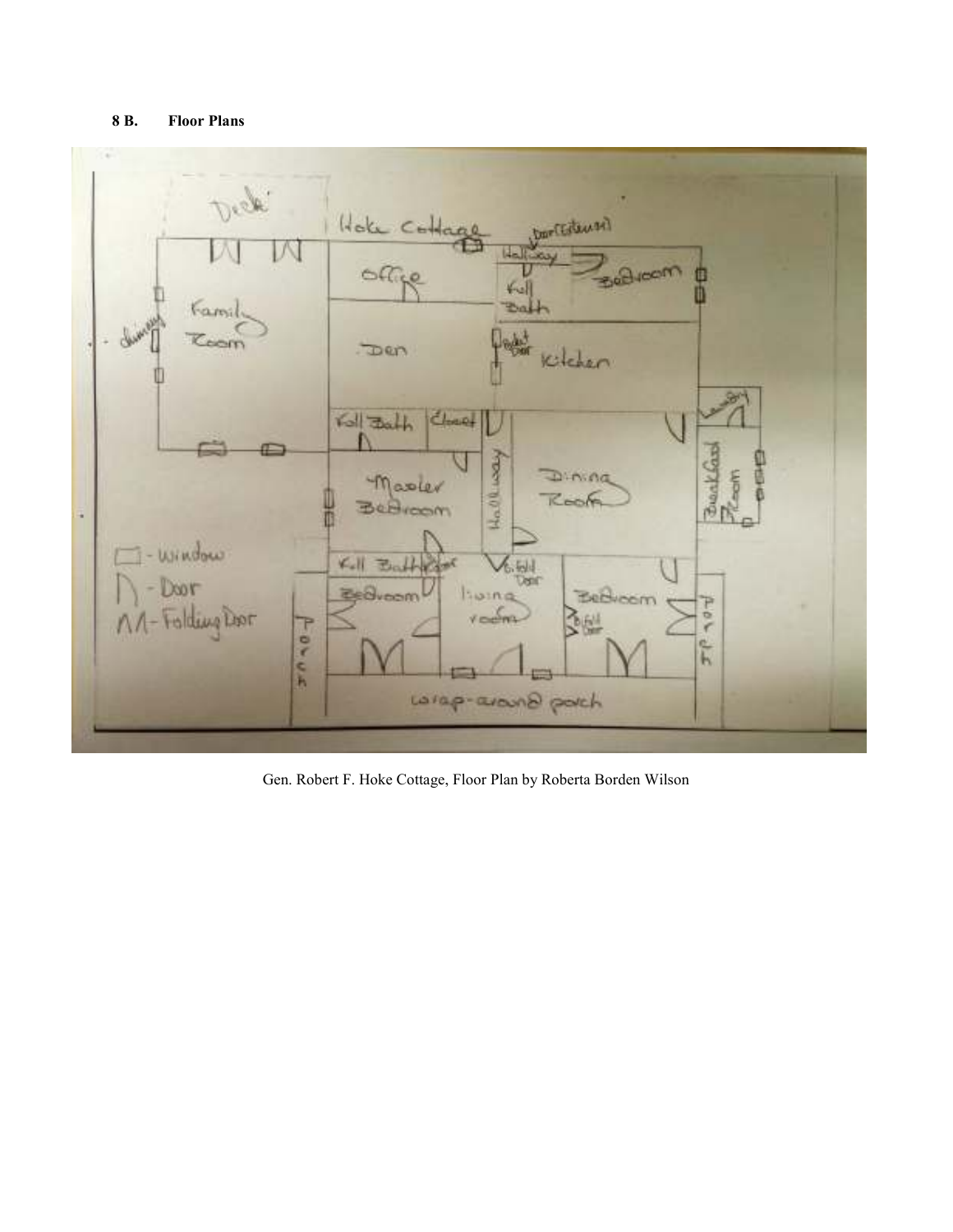### 8 B. Floor Plans

Gen. Robert F. Hoke Cottage, Floor Plan by Roberta Borden Wilson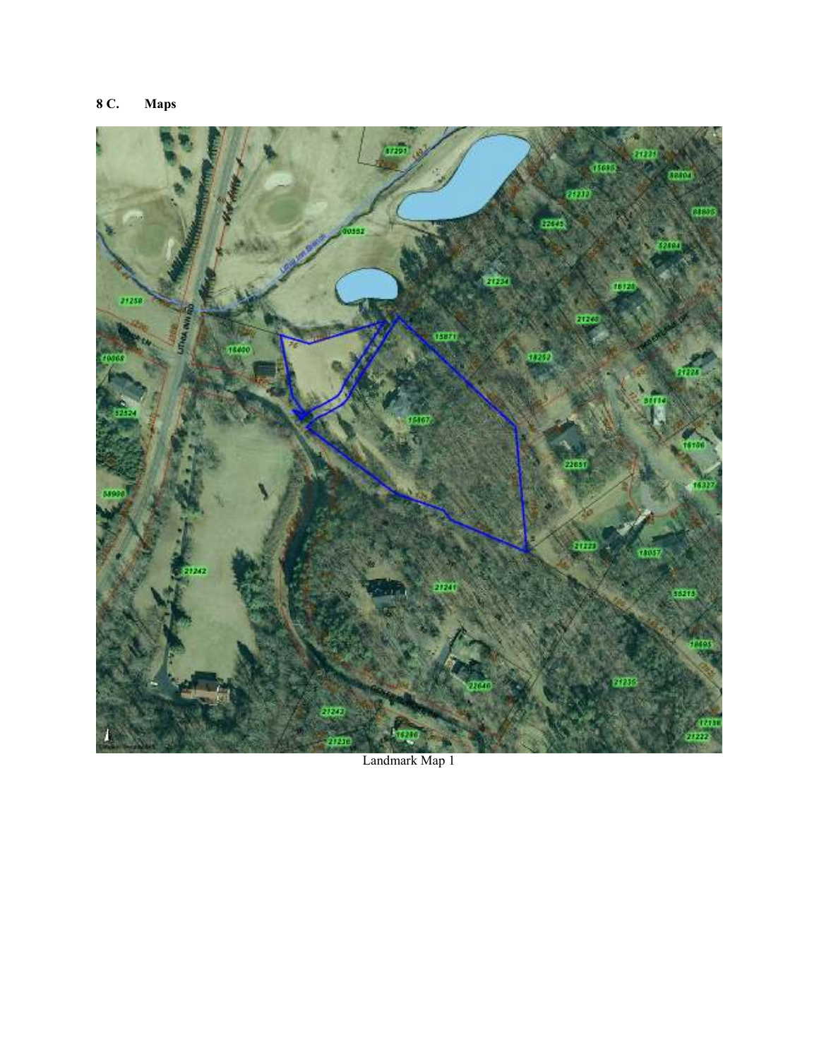## 8 C. Maps

Landmark Map 1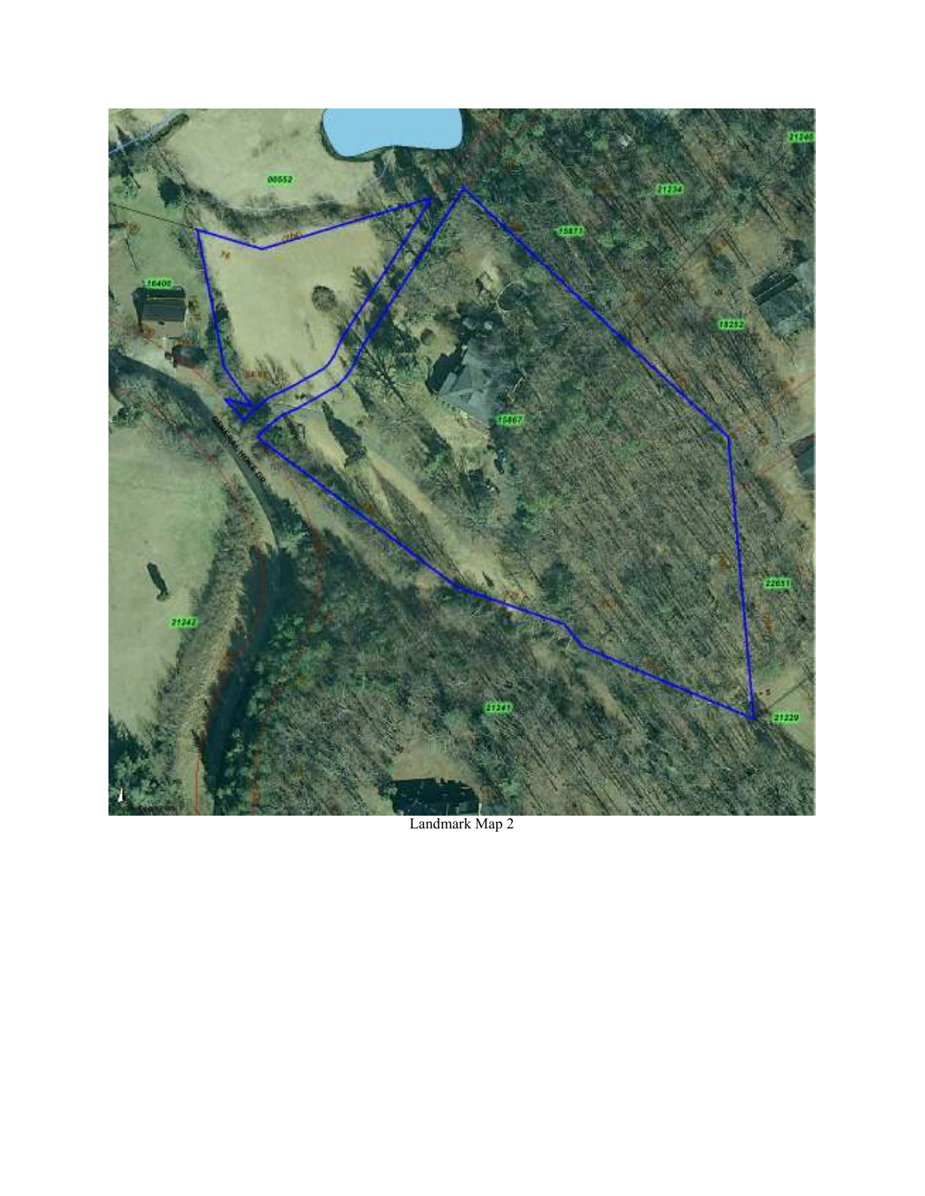Landmark Map 2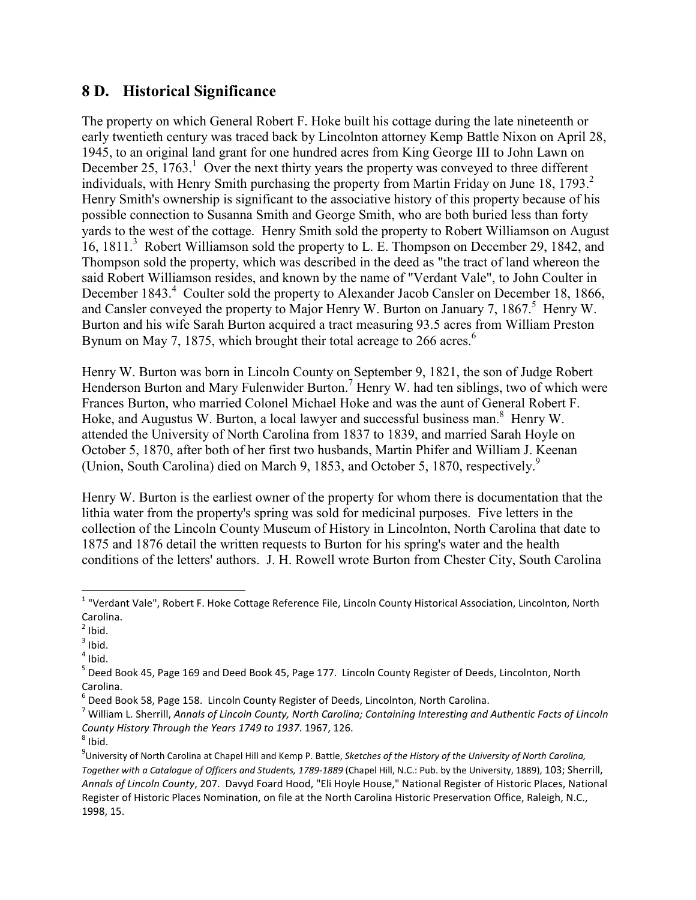## 8 D. Historical Significance

The property on which General Robert F. Hoke built his cottage during the late nineteenth or early twentieth century was traced back by Lincolnton attorney Kemp Battle Nixon on April 28, 1945, to an original land grant for one hundred acres from King George III to John Lawn on December 25, 1763.[1] Over the next thirty years the property was conveyed to three different individuals, with Henry Smith purchasing the property from Martin Friday on June 18, 1793.[2] Henry Smith's ownership is significant to the associative history of this property because of his possible connection to Susanna Smith and George Smith, who are both buried less than forty yards to the west of the cottage. Henry Smith sold the property to Robert Williamson on August 16, 1811.[3] Robert Williamson sold the property to L. E. Thompson on December 29, 1842, and Thompson sold the property, which was described in the deed as "the tract of land whereon the said Robert Williamson resides, and known by the name of "Verdant Vale", to John Coulter in December 1843.[4] Coulter sold the property to Alexander Jacob Cansler on December 18, 1866, and Cansler conveyed the property to Major Henry W. Burton on January 7, 1867.[5] Henry W. Burton and his wife Sarah Burton acquired a tract measuring 93.5 acres from William Preston Bynum on May 7, 1875, which brought their total acreage to 266 acres.[6]

Henry W. Burton was born in Lincoln County on September 9, 1821, the son of Judge Robert Henderson Burton and Mary Fulenwider Burton.[7] Henry W. had ten siblings, two of which were Frances Burton, who married Colonel Michael Hoke and was the aunt of General Robert F. Hoke, and Augustus W. Burton, a local lawyer and successful business man.[8] Henry W. attended the University of North Carolina from 1837 to 1839, and married Sarah Hoyle on October 5, 1870, after both of her first two husbands, Martin Phifer and William J. Keenan (Union, South Carolina) died on March 9, 1853, and October 5, 1870, respectively.[9]

Henry W. Burton is the earliest owner of the property for whom there is documentation that the lithia water from the property's spring was sold for medicinal purposes. Five letters in the collection of the Lincoln County Museum of History in Lincolnton, North Carolina that date to 1875 and 1876 detail the written requests to Burton for his spring's water and the health conditions of the letters' authors. J. H. Rowell wrote Burton from Chester City, South Carolina

---

[1] "Verdant Vale", Robert F. Hoke Cottage Reference File, Lincoln County Historical Association, Lincolnton, North Carolina.

[2] Ibid.

[3] Ibid.

[4] Ibid.

[5] Deed Book 45, Page 169 and Deed Book 45, Page 177. Lincoln County Register of Deeds, Lincolnton, North Carolina.

[6] Deed Book 58, Page 158. Lincoln County Register of Deeds, Lincolnton, North Carolina.

[7] William L. Sherrill, *Annals of Lincoln County, North Carolina; Containing Interesting and Authentic Facts of Lincoln County History Through the Years 1749 to 1937*. 1967, 126.

[8] Ibid.

[9] University of North Carolina at Chapel Hill and Kemp P. Battle, *Sketches of the History of the University of North Carolina, Together with a Catalogue of Officers and Students, 1789-1889* (Chapel Hill, N.C.: Pub. by the University, 1889), 103; Sherrill, *Annals of Lincoln County*, 207. Davyd Foard Hood, "Eli Hoyle House," National Register of Historic Places, National Register of Historic Places Nomination, on file at the North Carolina Historic Preservation Office, Raleigh, N.C., 1998, 15.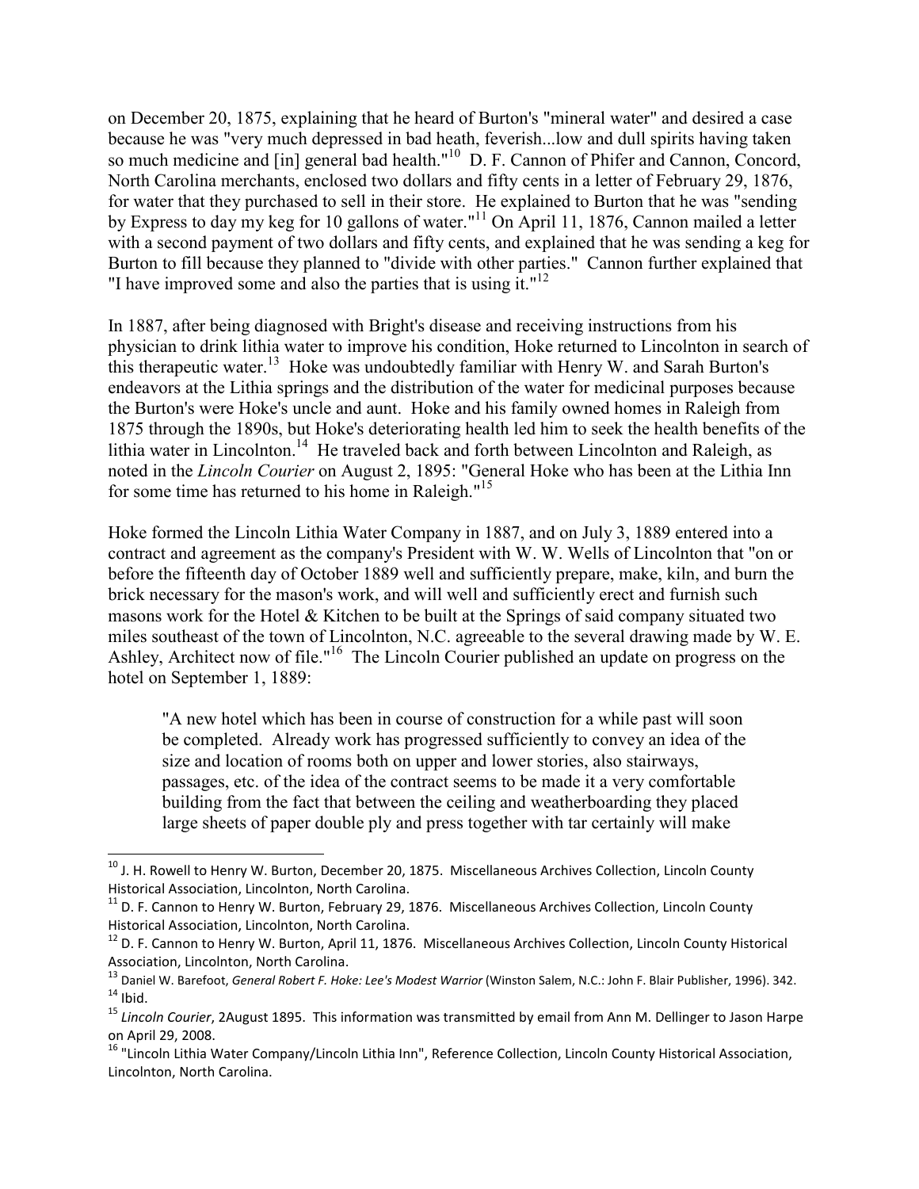on December 20, 1875, explaining that he heard of Burton's "mineral water" and desired a case because he was "very much depressed in bad heath, feverish...low and dull spirits having taken so much medicine and [in] general bad health."[10] D. F. Cannon of Phifer and Cannon, Concord, North Carolina merchants, enclosed two dollars and fifty cents in a letter of February 29, 1876, for water that they purchased to sell in their store. He explained to Burton that he was "sending by Express to day my keg for 10 gallons of water."[11] On April 11, 1876, Cannon mailed a letter with a second payment of two dollars and fifty cents, and explained that he was sending a keg for Burton to fill because they planned to "divide with other parties." Cannon further explained that "I have improved some and also the parties that is using it."[12]

In 1887, after being diagnosed with Bright's disease and receiving instructions from his physician to drink lithia water to improve his condition, Hoke returned to Lincolnton in search of this therapeutic water.[13] Hoke was undoubtedly familiar with Henry W. and Sarah Burton's endeavors at the Lithia springs and the distribution of the water for medicinal purposes because the Burton's were Hoke's uncle and aunt. Hoke and his family owned homes in Raleigh from 1875 through the 1890s, but Hoke's deteriorating health led him to seek the health benefits of the lithia water in Lincolnton.[14] He traveled back and forth between Lincolnton and Raleigh, as noted in the *Lincoln Courier* on August 2, 1895: "General Hoke who has been at the Lithia Inn for some time has returned to his home in Raleigh."[15]

Hoke formed the Lincoln Lithia Water Company in 1887, and on July 3, 1889 entered into a contract and agreement as the company's President with W. W. Wells of Lincolnton that "on or before the fifteenth day of October 1889 well and sufficiently prepare, make, kiln, and burn the brick necessary for the mason's work, and will well and sufficiently erect and furnish such masons work for the Hotel & Kitchen to be built at the Springs of said company situated two miles southeast of the town of Lincolnton, N.C. agreeable to the several drawing made by W. E. Ashley, Architect now of file."[16] The Lincoln Courier published an update on progress on the hotel on September 1, 1889:

> "A new hotel which has been in course of construction for a while past will soon be completed. Already work has progressed sufficiently to convey an idea of the size and location of rooms both on upper and lower stories, also stairways, passages, etc. of the idea of the contract seems to be made it a very comfortable building from the fact that between the ceiling and weatherboarding they placed large sheets of paper double ply and press together with tar certainly will make

---

[10] J. H. Rowell to Henry W. Burton, December 20, 1875. Miscellaneous Archives Collection, Lincoln County Historical Association, Lincolnton, North Carolina.

[11] D. F. Cannon to Henry W. Burton, February 29, 1876. Miscellaneous Archives Collection, Lincoln County Historical Association, Lincolnton, North Carolina.

[12] D. F. Cannon to Henry W. Burton, April 11, 1876. Miscellaneous Archives Collection, Lincoln County Historical Association, Lincolnton, North Carolina.

[13] Daniel W. Barefoot, *General Robert F. Hoke: Lee's Modest Warrior* (Winston Salem, N.C.: John F. Blair Publisher, 1996). 342.

[14] Ibid.

[15] *Lincoln Courier*, 2August 1895. This information was transmitted by email from Ann M. Dellinger to Jason Harpe on April 29, 2008.

[16] "Lincoln Lithia Water Company/Lincoln Lithia Inn", Reference Collection, Lincoln County Historical Association, Lincolnton, North Carolina.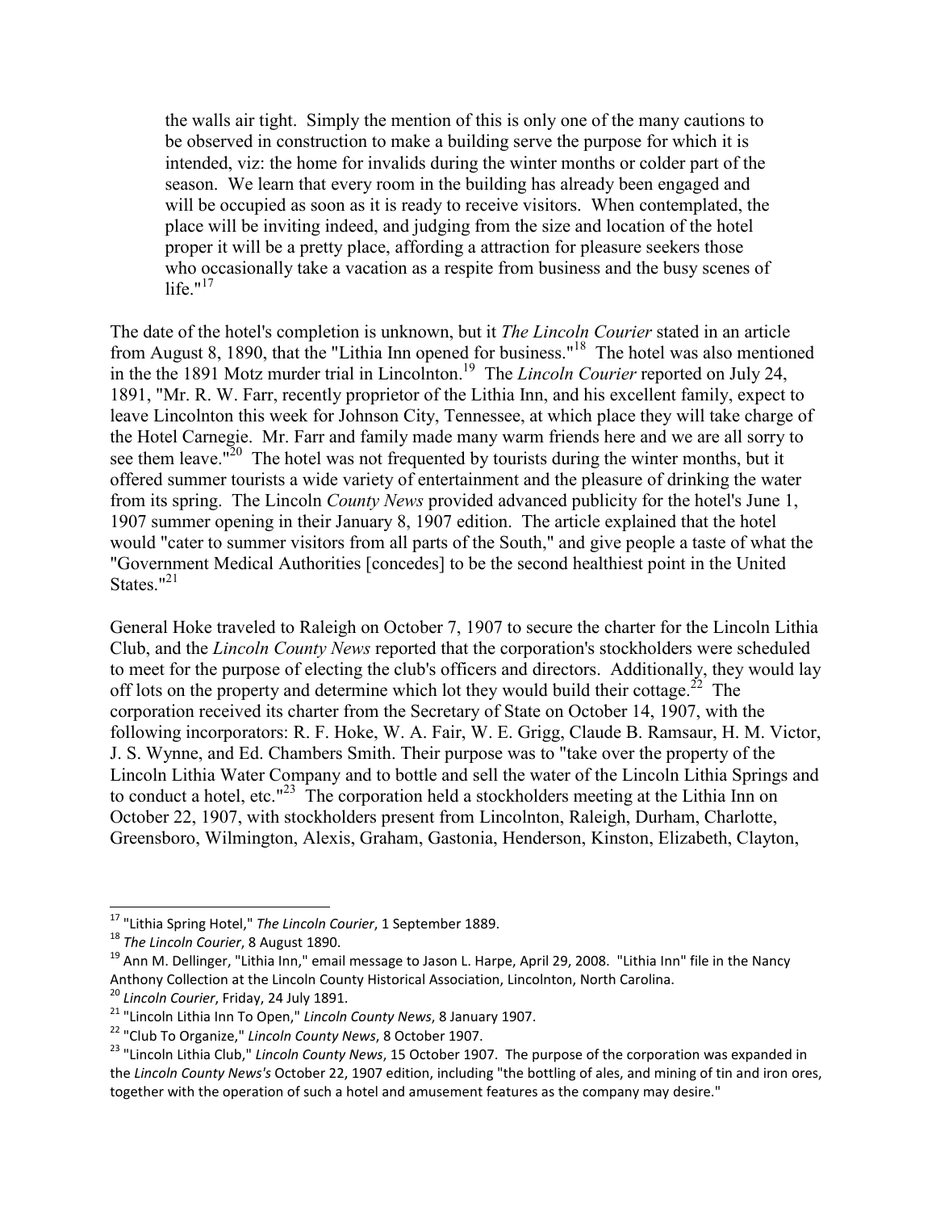> the walls air tight. Simply the mention of this is only one of the many cautions to be observed in construction to make a building serve the purpose for which it is intended, viz: the home for invalids during the winter months or colder part of the season. We learn that every room in the building has already been engaged and will be occupied as soon as it is ready to receive visitors. When contemplated, the place will be inviting indeed, and judging from the size and location of the hotel proper it will be a pretty place, affording a attraction for pleasure seekers those who occasionally take a vacation as a respite from business and the busy scenes of life."[17]

The date of the hotel's completion is unknown, but it *The Lincoln Courier* stated in an article from August 8, 1890, that the "Lithia Inn opened for business."[18] The hotel was also mentioned in the the 1891 Motz murder trial in Lincolnton.[19] The *Lincoln Courier* reported on July 24, 1891, "Mr. R. W. Farr, recently proprietor of the Lithia Inn, and his excellent family, expect to leave Lincolnton this week for Johnson City, Tennessee, at which place they will take charge of the Hotel Carnegie. Mr. Farr and family made many warm friends here and we are all sorry to see them leave."[20] The hotel was not frequented by tourists during the winter months, but it offered summer tourists a wide variety of entertainment and the pleasure of drinking the water from its spring. The Lincoln *County News* provided advanced publicity for the hotel's June 1, 1907 summer opening in their January 8, 1907 edition. The article explained that the hotel would "cater to summer visitors from all parts of the South," and give people a taste of what the "Government Medical Authorities [concedes] to be the second healthiest point in the United States."[21]

General Hoke traveled to Raleigh on October 7, 1907 to secure the charter for the Lincoln Lithia Club, and the *Lincoln County News* reported that the corporation's stockholders were scheduled to meet for the purpose of electing the club's officers and directors. Additionally, they would lay off lots on the property and determine which lot they would build their cottage.[22] The corporation received its charter from the Secretary of State on October 14, 1907, with the following incorporators: R. F. Hoke, W. A. Fair, W. E. Grigg, Claude B. Ramsaur, H. M. Victor, J. S. Wynne, and Ed. Chambers Smith. Their purpose was to "take over the property of the Lincoln Lithia Water Company and to bottle and sell the water of the Lincoln Lithia Springs and to conduct a hotel, etc."[23] The corporation held a stockholders meeting at the Lithia Inn on October 22, 1907, with stockholders present from Lincolnton, Raleigh, Durham, Charlotte, Greensboro, Wilmington, Alexis, Graham, Gastonia, Henderson, Kinston, Elizabeth, Clayton,

---

[17] "Lithia Spring Hotel," *The Lincoln Courier*, 1 September 1889.

[18] *The Lincoln Courier*, 8 August 1890.

[19] Ann M. Dellinger, "Lithia Inn," email message to Jason L. Harpe, April 29, 2008. "Lithia Inn" file in the Nancy Anthony Collection at the Lincoln County Historical Association, Lincolnton, North Carolina.

[20] *Lincoln Courier*, Friday, 24 July 1891.

[21] "Lincoln Lithia Inn To Open," *Lincoln County News*, 8 January 1907.

[22] "Club To Organize," *Lincoln County News*, 8 October 1907.

[23] "Lincoln Lithia Club," *Lincoln County News*, 15 October 1907. The purpose of the corporation was expanded in the *Lincoln County News's* October 22, 1907 edition, including "the bottling of ales, and mining of tin and iron ores, together with the operation of such a hotel and amusement features as the company may desire."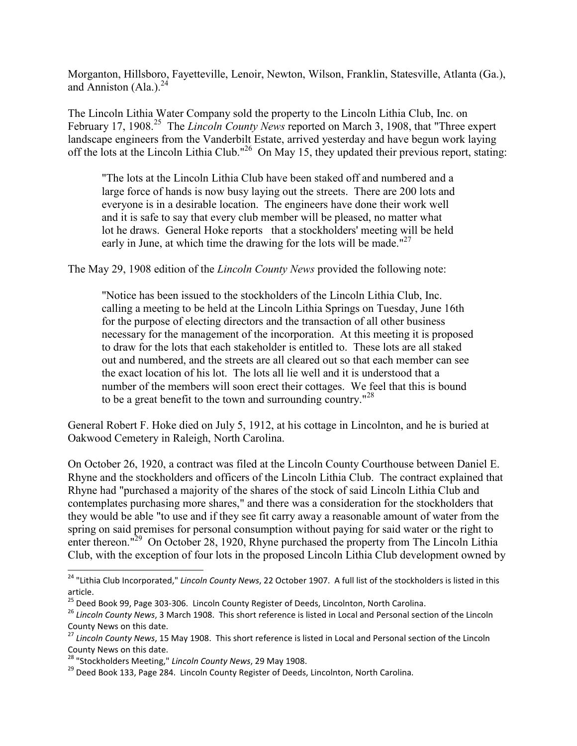Morganton, Hillsboro, Fayetteville, Lenoir, Newton, Wilson, Franklin, Statesville, Atlanta (Ga.), and Anniston (Ala.).[24]

The Lincoln Lithia Water Company sold the property to the Lincoln Lithia Club, Inc. on February 17, 1908.[25] The *Lincoln County News* reported on March 3, 1908, that "Three expert landscape engineers from the Vanderbilt Estate, arrived yesterday and have begun work laying off the lots at the Lincoln Lithia Club."[26] On May 15, they updated their previous report, stating:

> "The lots at the Lincoln Lithia Club have been staked off and numbered and a large force of hands is now busy laying out the streets. There are 200 lots and everyone is in a desirable location. The engineers have done their work well and it is safe to say that every club member will be pleased, no matter what lot he draws. General Hoke reports that a stockholders' meeting will be held early in June, at which time the drawing for the lots will be made."[27]

The May 29, 1908 edition of the *Lincoln County News* provided the following note:

> "Notice has been issued to the stockholders of the Lincoln Lithia Club, Inc. calling a meeting to be held at the Lincoln Lithia Springs on Tuesday, June 16th for the purpose of electing directors and the transaction of all other business necessary for the management of the incorporation. At this meeting it is proposed to draw for the lots that each stakeholder is entitled to. These lots are all staked out and numbered, and the streets are all cleared out so that each member can see the exact location of his lot. The lots all lie well and it is understood that a number of the members will soon erect their cottages. We feel that this is bound to be a great benefit to the town and surrounding country."[28]

General Robert F. Hoke died on July 5, 1912, at his cottage in Lincolnton, and he is buried at Oakwood Cemetery in Raleigh, North Carolina.

On October 26, 1920, a contract was filed at the Lincoln County Courthouse between Daniel E. Rhyne and the stockholders and officers of the Lincoln Lithia Club. The contract explained that Rhyne had "purchased a majority of the shares of the stock of said Lincoln Lithia Club and contemplates purchasing more shares," and there was a consideration for the stockholders that they would be able "to use and if they see fit carry away a reasonable amount of water from the spring on said premises for personal consumption without paying for said water or the right to enter thereon."[29] On October 28, 1920, Rhyne purchased the property from The Lincoln Lithia Club, with the exception of four lots in the proposed Lincoln Lithia Club development owned by

---

[24] "Lithia Club Incorporated," *Lincoln County News*, 22 October 1907. A full list of the stockholders is listed in this article.

[25] Deed Book 99, Page 303-306. Lincoln County Register of Deeds, Lincolnton, North Carolina.

[26] *Lincoln County News*, 3 March 1908. This short reference is listed in Local and Personal section of the Lincoln County News on this date.

[27] *Lincoln County News*, 15 May 1908. This short reference is listed in Local and Personal section of the Lincoln County News on this date.

[28] "Stockholders Meeting," *Lincoln County News*, 29 May 1908.

[29] Deed Book 133, Page 284. Lincoln County Register of Deeds, Lincolnton, North Carolina.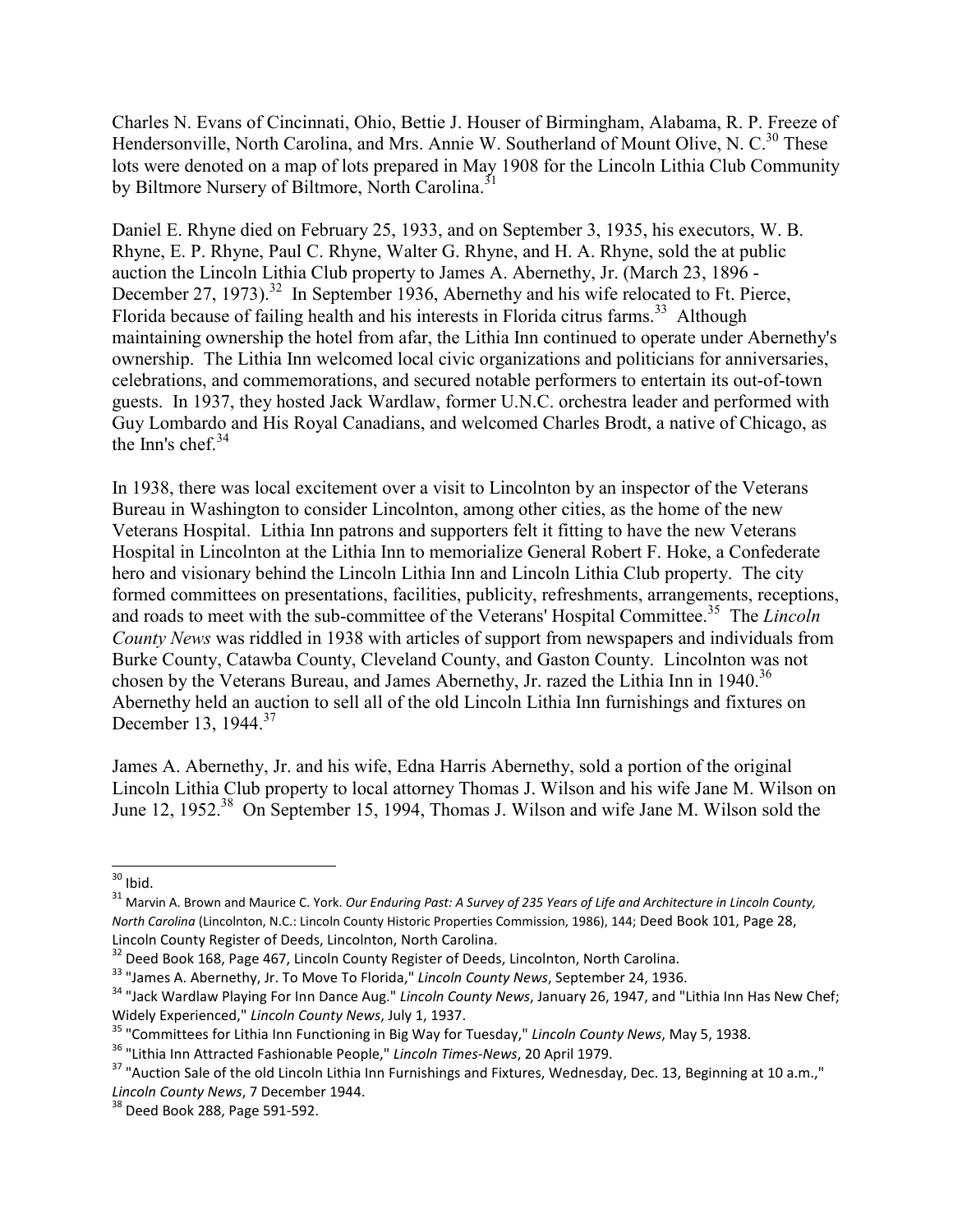Charles N. Evans of Cincinnati, Ohio, Bettie J. Houser of Birmingham, Alabama, R. P. Freeze of Hendersonville, North Carolina, and Mrs. Annie W. Southerland of Mount Olive, N. C.[30] These lots were denoted on a map of lots prepared in May 1908 for the Lincoln Lithia Club Community by Biltmore Nursery of Biltmore, North Carolina.[31]

Daniel E. Rhyne died on February 25, 1933, and on September 3, 1935, his executors, W. B. Rhyne, E. P. Rhyne, Paul C. Rhyne, Walter G. Rhyne, and H. A. Rhyne, sold the at public auction the Lincoln Lithia Club property to James A. Abernethy, Jr. (March 23, 1896 - December 27, 1973).[32] In September 1936, Abernethy and his wife relocated to Ft. Pierce, Florida because of failing health and his interests in Florida citrus farms.[33] Although maintaining ownership the hotel from afar, the Lithia Inn continued to operate under Abernethy's ownership. The Lithia Inn welcomed local civic organizations and politicians for anniversaries, celebrations, and commemorations, and secured notable performers to entertain its out-of-town guests. In 1937, they hosted Jack Wardlaw, former U.N.C. orchestra leader and performed with Guy Lombardo and His Royal Canadians, and welcomed Charles Brodt, a native of Chicago, as the Inn's chef.[34]

In 1938, there was local excitement over a visit to Lincolnton by an inspector of the Veterans Bureau in Washington to consider Lincolnton, among other cities, as the home of the new Veterans Hospital. Lithia Inn patrons and supporters felt it fitting to have the new Veterans Hospital in Lincolnton at the Lithia Inn to memorialize General Robert F. Hoke, a Confederate hero and visionary behind the Lincoln Lithia Inn and Lincoln Lithia Club property. The city formed committees on presentations, facilities, publicity, refreshments, arrangements, receptions, and roads to meet with the sub-committee of the Veterans' Hospital Committee.[35] The *Lincoln County News* was riddled in 1938 with articles of support from newspapers and individuals from Burke County, Catawba County, Cleveland County, and Gaston County. Lincolnton was not chosen by the Veterans Bureau, and James Abernethy, Jr. razed the Lithia Inn in 1940.[36] Abernethy held an auction to sell all of the old Lincoln Lithia Inn furnishings and fixtures on December 13, 1944.[37]

James A. Abernethy, Jr. and his wife, Edna Harris Abernethy, sold a portion of the original Lincoln Lithia Club property to local attorney Thomas J. Wilson and his wife Jane M. Wilson on June 12, 1952.[38] On September 15, 1994, Thomas J. Wilson and wife Jane M. Wilson sold the

---

[30] Ibid.

[31] Marvin A. Brown and Maurice C. York. *Our Enduring Past: A Survey of 235 Years of Life and Architecture in Lincoln County, North Carolina* (Lincolnton, N.C.: Lincoln County Historic Properties Commission, 1986), 144; Deed Book 101, Page 28, Lincoln County Register of Deeds, Lincolnton, North Carolina.

[32] Deed Book 168, Page 467, Lincoln County Register of Deeds, Lincolnton, North Carolina.

[33] "James A. Abernethy, Jr. To Move To Florida," *Lincoln County News*, September 24, 1936.

[34] "Jack Wardlaw Playing For Inn Dance Aug." *Lincoln County News*, January 26, 1947, and "Lithia Inn Has New Chef; Widely Experienced," *Lincoln County News*, July 1, 1937.

[35] "Committees for Lithia Inn Functioning in Big Way for Tuesday," *Lincoln County News*, May 5, 1938.

[36] "Lithia Inn Attracted Fashionable People," *Lincoln Times-News*, 20 April 1979.

[37] "Auction Sale of the old Lincoln Lithia Inn Furnishings and Fixtures, Wednesday, Dec. 13, Beginning at 10 a.m.," *Lincoln County News*, 7 December 1944.

[38] Deed Book 288, Page 591-592.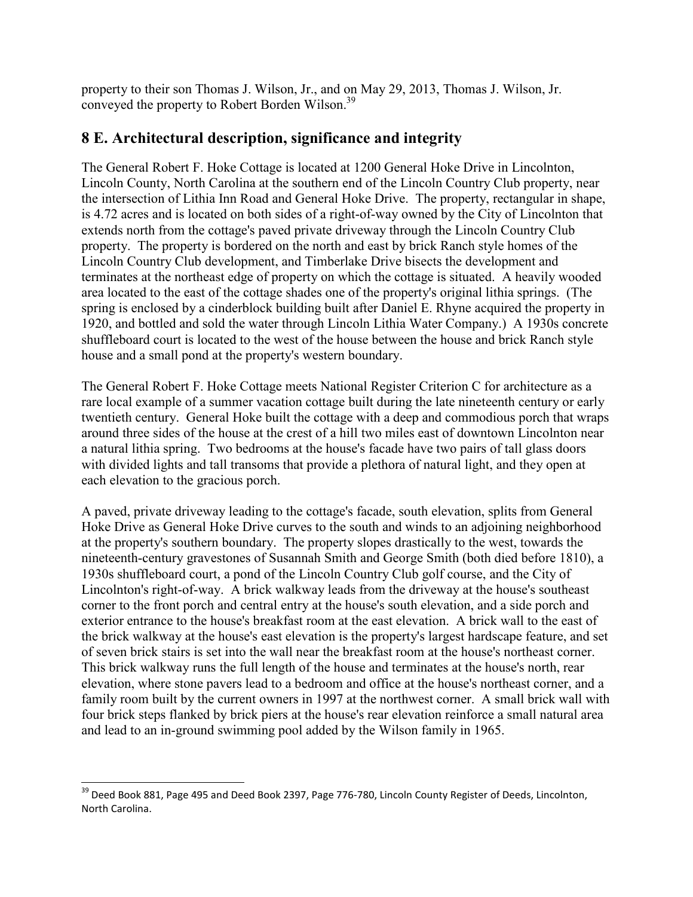property to their son Thomas J. Wilson, Jr., and on May 29, 2013, Thomas J. Wilson, Jr. conveyed the property to Robert Borden Wilson.[39]

## 8 E. Architectural description, significance and integrity

The General Robert F. Hoke Cottage is located at 1200 General Hoke Drive in Lincolnton, Lincoln County, North Carolina at the southern end of the Lincoln Country Club property, near the intersection of Lithia Inn Road and General Hoke Drive. The property, rectangular in shape, is 4.72 acres and is located on both sides of a right-of-way owned by the City of Lincolnton that extends north from the cottage's paved private driveway through the Lincoln Country Club property. The property is bordered on the north and east by brick Ranch style homes of the Lincoln Country Club development, and Timberlake Drive bisects the development and terminates at the northeast edge of property on which the cottage is situated. A heavily wooded area located to the east of the cottage shades one of the property's original lithia springs. (The spring is enclosed by a cinderblock building built after Daniel E. Rhyne acquired the property in 1920, and bottled and sold the water through Lincoln Lithia Water Company.) A 1930s concrete shuffleboard court is located to the west of the house between the house and brick Ranch style house and a small pond at the property's western boundary.

The General Robert F. Hoke Cottage meets National Register Criterion C for architecture as a rare local example of a summer vacation cottage built during the late nineteenth century or early twentieth century. General Hoke built the cottage with a deep and commodious porch that wraps around three sides of the house at the crest of a hill two miles east of downtown Lincolnton near a natural lithia spring. Two bedrooms at the house's facade have two pairs of tall glass doors with divided lights and tall transoms that provide a plethora of natural light, and they open at each elevation to the gracious porch.

A paved, private driveway leading to the cottage's facade, south elevation, splits from General Hoke Drive as General Hoke Drive curves to the south and winds to an adjoining neighborhood at the property's southern boundary. The property slopes drastically to the west, towards the nineteenth-century gravestones of Susannah Smith and George Smith (both died before 1810), a 1930s shuffleboard court, a pond of the Lincoln Country Club golf course, and the City of Lincolnton's right-of-way. A brick walkway leads from the driveway at the house's southeast corner to the front porch and central entry at the house's south elevation, and a side porch and exterior entrance to the house's breakfast room at the east elevation. A brick wall to the east of the brick walkway at the house's east elevation is the property's largest hardscape feature, and set of seven brick stairs is set into the wall near the breakfast room at the house's northeast corner. This brick walkway runs the full length of the house and terminates at the house's north, rear elevation, where stone pavers lead to a bedroom and office at the house's northeast corner, and a family room built by the current owners in 1997 at the northwest corner. A small brick wall with four brick steps flanked by brick piers at the house's rear elevation reinforce a small natural area and lead to an in-ground swimming pool added by the Wilson family in 1965.

---

[39] Deed Book 881, Page 495 and Deed Book 2397, Page 776-780, Lincoln County Register of Deeds, Lincolnton, North Carolina.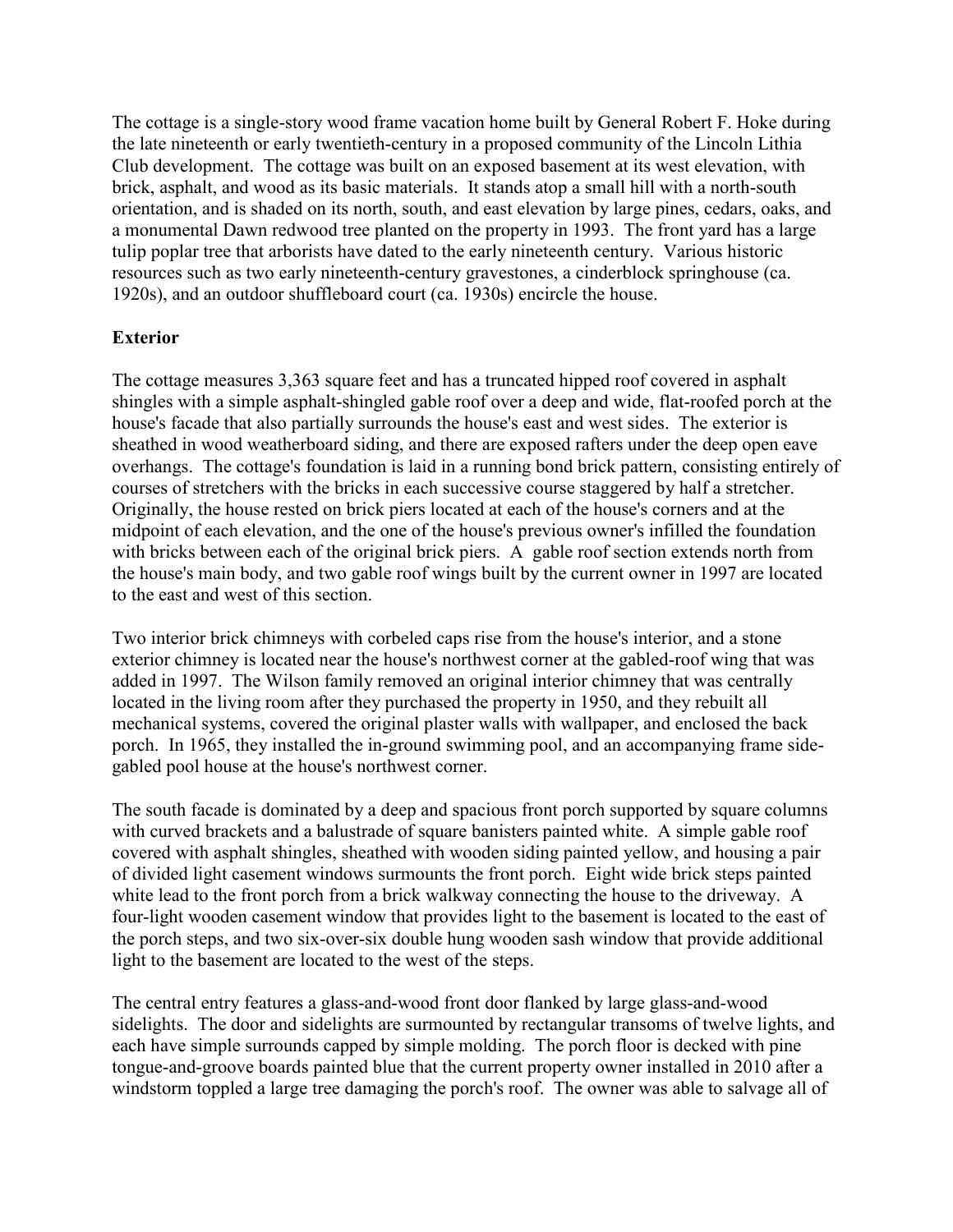The cottage is a single-story wood frame vacation home built by General Robert F. Hoke during the late nineteenth or early twentieth-century in a proposed community of the Lincoln Lithia Club development. The cottage was built on an exposed basement at its west elevation, with brick, asphalt, and wood as its basic materials. It stands atop a small hill with a north-south orientation, and is shaded on its north, south, and east elevation by large pines, cedars, oaks, and a monumental Dawn redwood tree planted on the property in 1993. The front yard has a large tulip poplar tree that arborists have dated to the early nineteenth century. Various historic resources such as two early nineteenth-century gravestones, a cinderblock springhouse (ca. 1920s), and an outdoor shuffleboard court (ca. 1930s) encircle the house.

**Exterior**

The cottage measures 3,363 square feet and has a truncated hipped roof covered in asphalt shingles with a simple asphalt-shingled gable roof over a deep and wide, flat-roofed porch at the house's facade that also partially surrounds the house's east and west sides. The exterior is sheathed in wood weatherboard siding, and there are exposed rafters under the deep open eave overhangs. The cottage's foundation is laid in a running bond brick pattern, consisting entirely of courses of stretchers with the bricks in each successive course staggered by half a stretcher. Originally, the house rested on brick piers located at each of the house's corners and at the midpoint of each elevation, and the one of the house's previous owner's infilled the foundation with bricks between each of the original brick piers. A gable roof section extends north from the house's main body, and two gable roof wings built by the current owner in 1997 are located to the east and west of this section.

Two interior brick chimneys with corbeled caps rise from the house's interior, and a stone exterior chimney is located near the house's northwest corner at the gabled-roof wing that was added in 1997. The Wilson family removed an original interior chimney that was centrally located in the living room after they purchased the property in 1950, and they rebuilt all mechanical systems, covered the original plaster walls with wallpaper, and enclosed the back porch. In 1965, they installed the in-ground swimming pool, and an accompanying frame side-gabled pool house at the house's northwest corner.

The south facade is dominated by a deep and spacious front porch supported by square columns with curved brackets and a balustrade of square banisters painted white. A simple gable roof covered with asphalt shingles, sheathed with wooden siding painted yellow, and housing a pair of divided light casement windows surmounts the front porch. Eight wide brick steps painted white lead to the front porch from a brick walkway connecting the house to the driveway. A four-light wooden casement window that provides light to the basement is located to the east of the porch steps, and two six-over-six double hung wooden sash window that provide additional light to the basement are located to the west of the steps.

The central entry features a glass-and-wood front door flanked by large glass-and-wood sidelights. The door and sidelights are surmounted by rectangular transoms of twelve lights, and each have simple surrounds capped by simple molding. The porch floor is decked with pine tongue-and-groove boards painted blue that the current property owner installed in 2010 after a windstorm toppled a large tree damaging the porch's roof. The owner was able to salvage all of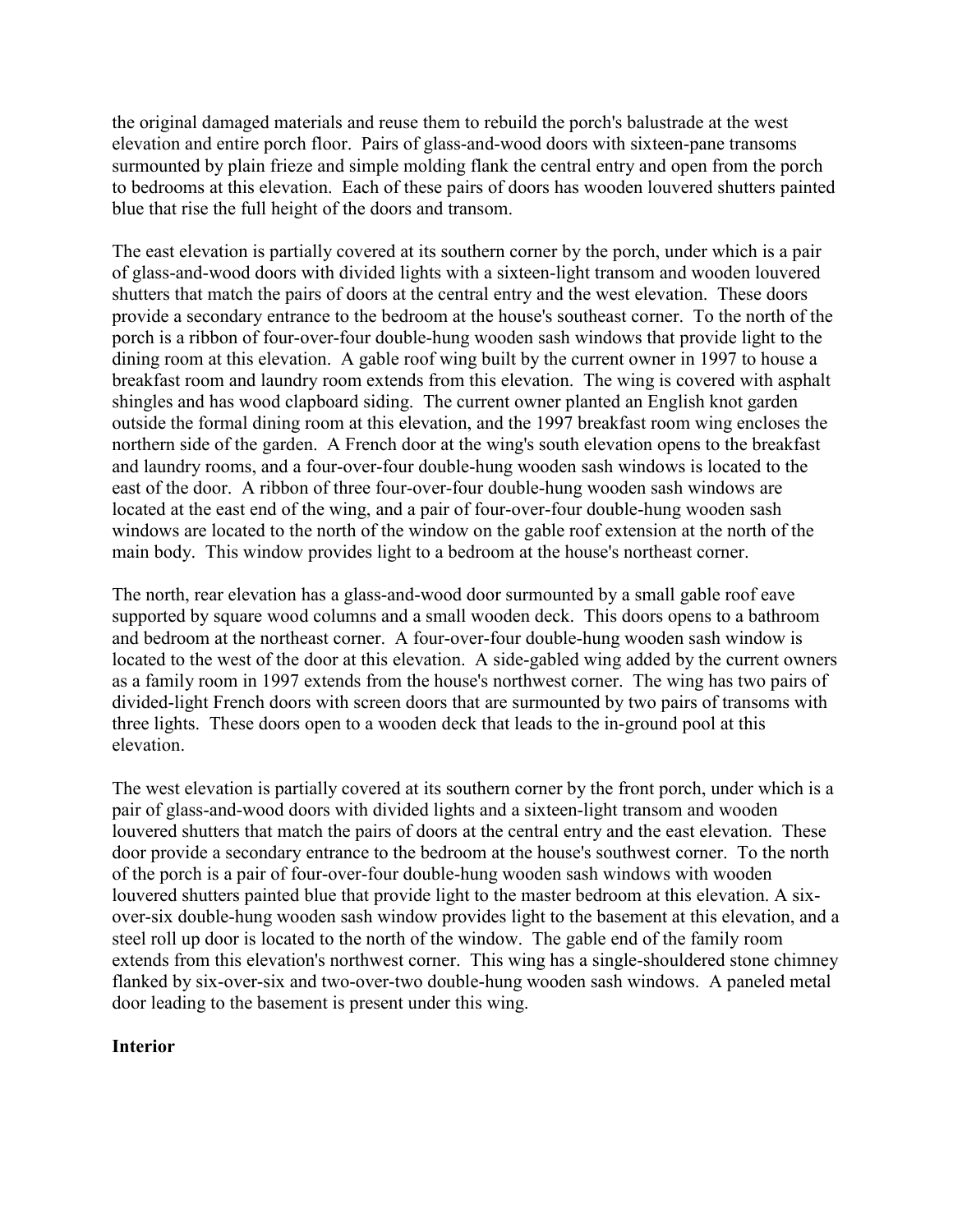the original damaged materials and reuse them to rebuild the porch's balustrade at the west elevation and entire porch floor. Pairs of glass-and-wood doors with sixteen-pane transoms surmounted by plain frieze and simple molding flank the central entry and open from the porch to bedrooms at this elevation. Each of these pairs of doors has wooden louvered shutters painted blue that rise the full height of the doors and transom.

The east elevation is partially covered at its southern corner by the porch, under which is a pair of glass-and-wood doors with divided lights with a sixteen-light transom and wooden louvered shutters that match the pairs of doors at the central entry and the west elevation. These doors provide a secondary entrance to the bedroom at the house's southeast corner. To the north of the porch is a ribbon of four-over-four double-hung wooden sash windows that provide light to the dining room at this elevation. A gable roof wing built by the current owner in 1997 to house a breakfast room and laundry room extends from this elevation. The wing is covered with asphalt shingles and has wood clapboard siding. The current owner planted an English knot garden outside the formal dining room at this elevation, and the 1997 breakfast room wing encloses the northern side of the garden. A French door at the wing's south elevation opens to the breakfast and laundry rooms, and a four-over-four double-hung wooden sash windows is located to the east of the door. A ribbon of three four-over-four double-hung wooden sash windows are located at the east end of the wing, and a pair of four-over-four double-hung wooden sash windows are located to the north of the window on the gable roof extension at the north of the main body. This window provides light to a bedroom at the house's northeast corner.

The north, rear elevation has a glass-and-wood door surmounted by a small gable roof eave supported by square wood columns and a small wooden deck. This doors opens to a bathroom and bedroom at the northeast corner. A four-over-four double-hung wooden sash window is located to the west of the door at this elevation. A side-gabled wing added by the current owners as a family room in 1997 extends from the house's northwest corner. The wing has two pairs of divided-light French doors with screen doors that are surmounted by two pairs of transoms with three lights. These doors open to a wooden deck that leads to the in-ground pool at this elevation.

The west elevation is partially covered at its southern corner by the front porch, under which is a pair of glass-and-wood doors with divided lights and a sixteen-light transom and wooden louvered shutters that match the pairs of doors at the central entry and the east elevation. These door provide a secondary entrance to the bedroom at the house's southwest corner. To the north of the porch is a pair of four-over-four double-hung wooden sash windows with wooden louvered shutters painted blue that provide light to the master bedroom at this elevation. A six-over-six double-hung wooden sash window provides light to the basement at this elevation, and a steel roll up door is located to the north of the window. The gable end of the family room extends from this elevation's northwest corner. This wing has a single-shouldered stone chimney flanked by six-over-six and two-over-two double-hung wooden sash windows. A paneled metal door leading to the basement is present under this wing.

**Interior**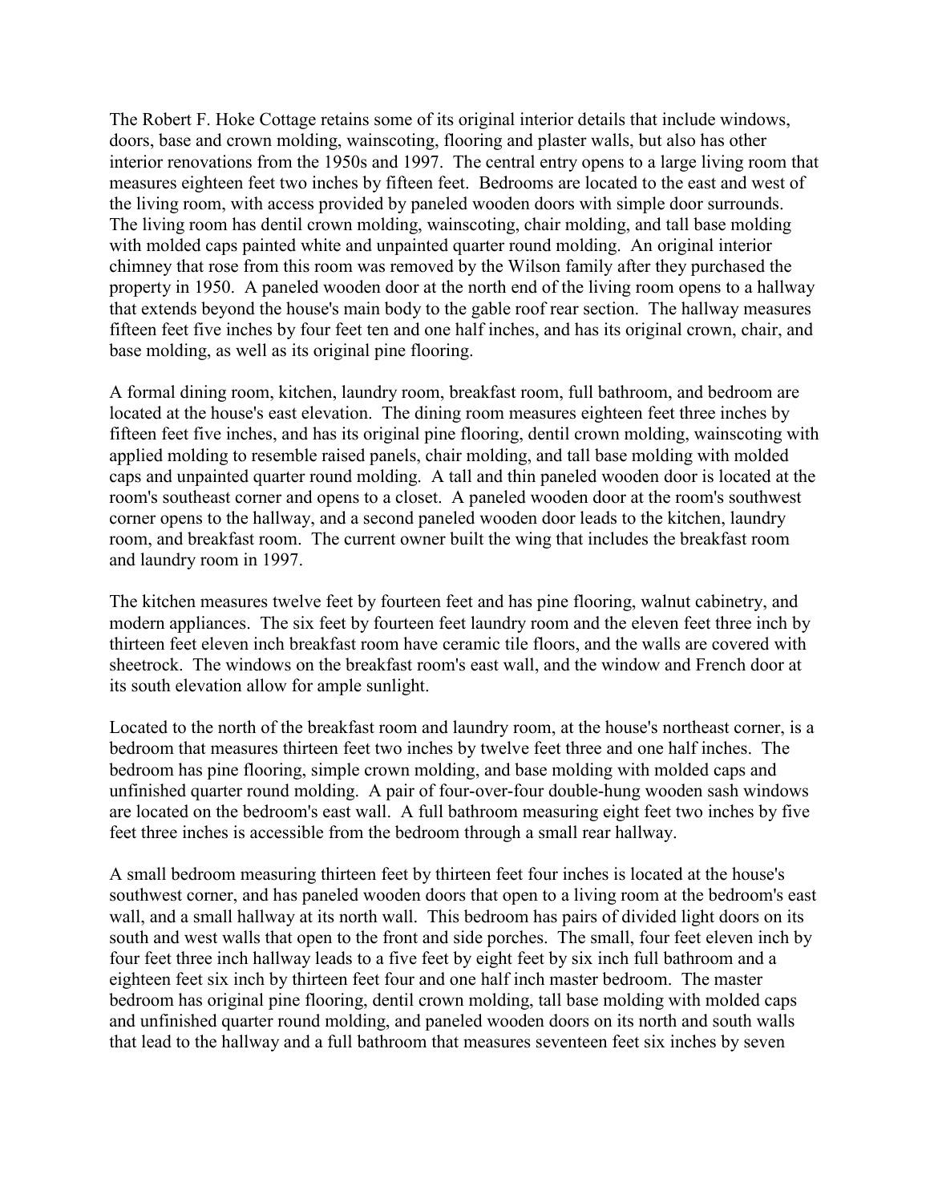The Robert F. Hoke Cottage retains some of its original interior details that include windows, doors, base and crown molding, wainscoting, flooring and plaster walls, but also has other interior renovations from the 1950s and 1997. The central entry opens to a large living room that measures eighteen feet two inches by fifteen feet. Bedrooms are located to the east and west of the living room, with access provided by paneled wooden doors with simple door surrounds. The living room has dentil crown molding, wainscoting, chair molding, and tall base molding with molded caps painted white and unpainted quarter round molding. An original interior chimney that rose from this room was removed by the Wilson family after they purchased the property in 1950. A paneled wooden door at the north end of the living room opens to a hallway that extends beyond the house's main body to the gable roof rear section. The hallway measures fifteen feet five inches by four feet ten and one half inches, and has its original crown, chair, and base molding, as well as its original pine flooring.

A formal dining room, kitchen, laundry room, breakfast room, full bathroom, and bedroom are located at the house's east elevation. The dining room measures eighteen feet three inches by fifteen feet five inches, and has its original pine flooring, dentil crown molding, wainscoting with applied molding to resemble raised panels, chair molding, and tall base molding with molded caps and unpainted quarter round molding. A tall and thin paneled wooden door is located at the room's southeast corner and opens to a closet. A paneled wooden door at the room's southwest corner opens to the hallway, and a second paneled wooden door leads to the kitchen, laundry room, and breakfast room. The current owner built the wing that includes the breakfast room and laundry room in 1997.

The kitchen measures twelve feet by fourteen feet and has pine flooring, walnut cabinetry, and modern appliances. The six feet by fourteen feet laundry room and the eleven feet three inch by thirteen feet eleven inch breakfast room have ceramic tile floors, and the walls are covered with sheetrock. The windows on the breakfast room's east wall, and the window and French door at its south elevation allow for ample sunlight.

Located to the north of the breakfast room and laundry room, at the house's northeast corner, is a bedroom that measures thirteen feet two inches by twelve feet three and one half inches. The bedroom has pine flooring, simple crown molding, and base molding with molded caps and unfinished quarter round molding. A pair of four-over-four double-hung wooden sash windows are located on the bedroom's east wall. A full bathroom measuring eight feet two inches by five feet three inches is accessible from the bedroom through a small rear hallway.

A small bedroom measuring thirteen feet by thirteen feet four inches is located at the house's southwest corner, and has paneled wooden doors that open to a living room at the bedroom's east wall, and a small hallway at its north wall. This bedroom has pairs of divided light doors on its south and west walls that open to the front and side porches. The small, four feet eleven inch by four feet three inch hallway leads to a five feet by eight feet by six inch full bathroom and a eighteen feet six inch by thirteen feet four and one half inch master bedroom. The master bedroom has original pine flooring, dentil crown molding, tall base molding with molded caps and unfinished quarter round molding, and paneled wooden doors on its north and south walls that lead to the hallway and a full bathroom that measures seventeen feet six inches by seven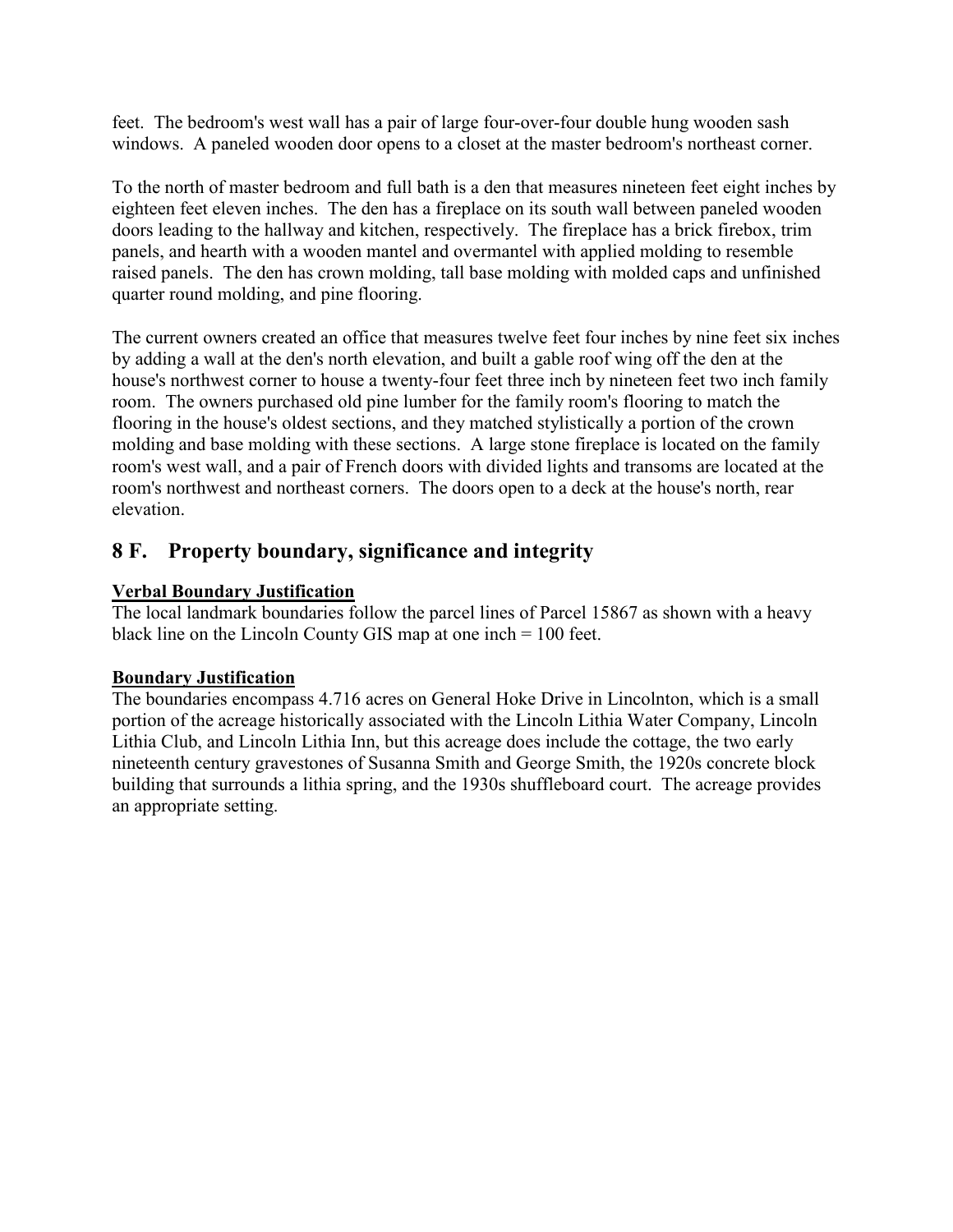feet. The bedroom's west wall has a pair of large four-over-four double hung wooden sash windows. A paneled wooden door opens to a closet at the master bedroom's northeast corner.

To the north of master bedroom and full bath is a den that measures nineteen feet eight inches by eighteen feet eleven inches. The den has a fireplace on its south wall between paneled wooden doors leading to the hallway and kitchen, respectively. The fireplace has a brick firebox, trim panels, and hearth with a wooden mantel and overmantel with applied molding to resemble raised panels. The den has crown molding, tall base molding with molded caps and unfinished quarter round molding, and pine flooring.

The current owners created an office that measures twelve feet four inches by nine feet six inches by adding a wall at the den's north elevation, and built a gable roof wing off the den at the house's northwest corner to house a twenty-four feet three inch by nineteen feet two inch family room. The owners purchased old pine lumber for the family room's flooring to match the flooring in the house's oldest sections, and they matched stylistically a portion of the crown molding and base molding with these sections. A large stone fireplace is located on the family room's west wall, and a pair of French doors with divided lights and transoms are located at the room's northwest and northeast corners. The doors open to a deck at the house's north, rear elevation.

## 8 F. Property boundary, significance and integrity

**Verbal Boundary Justification**

The local landmark boundaries follow the parcel lines of Parcel 15867 as shown with a heavy black line on the Lincoln County GIS map at one inch = 100 feet.

**Boundary Justification**

The boundaries encompass 4.716 acres on General Hoke Drive in Lincolnton, which is a small portion of the acreage historically associated with the Lincoln Lithia Water Company, Lincoln Lithia Club, and Lincoln Lithia Inn, but this acreage does include the cottage, the two early nineteenth century gravestones of Susanna Smith and George Smith, the 1920s concrete block building that surrounds a lithia spring, and the 1930s shuffleboard court. The acreage provides an appropriate setting.